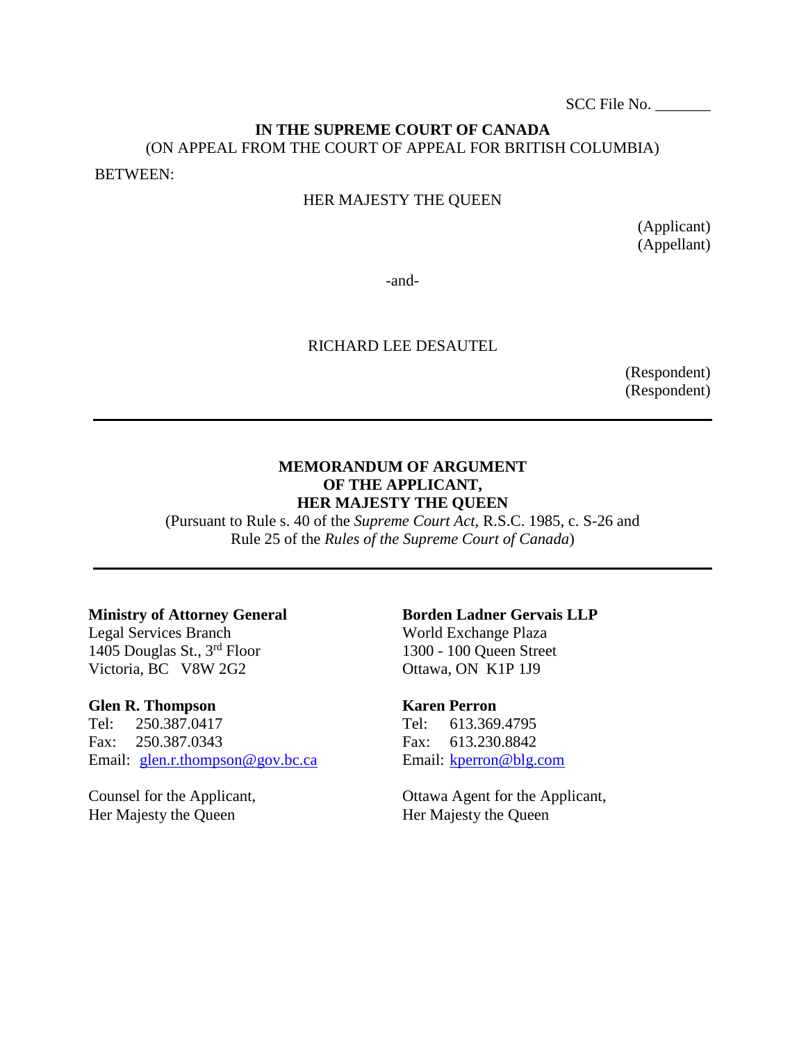SCC File No. _______

**IN THE SUPREME COURT OF CANADA**
(ON APPEAL FROM THE COURT OF APPEAL FOR BRITISH COLUMBIA)

BETWEEN:

HER MAJESTY THE QUEEN

(Applicant)
(Appellant)

-and-

RICHARD LEE DESAUTEL

(Respondent)
(Respondent)

---

**MEMORANDUM OF ARGUMENT**
**OF THE APPLICANT,**
**HER MAJESTY THE QUEEN**

(Pursuant to Rule s. 40 of the *Supreme Court Act*, R.S.C. 1985, c. S-26 and Rule 25 of the *Rules of the Supreme Court of Canada*)

---

**Ministry of Attorney General**
Legal Services Branch
1405 Douglas St., 3rd Floor
Victoria, BC V8W 2G2

**Glen R. Thompson**
Tel: 250.387.0417
Fax: 250.387.0343
Email: glen.r.thompson@gov.bc.ca

Counsel for the Applicant,
Her Majesty the Queen

**Borden Ladner Gervais LLP**
World Exchange Plaza
1300 - 100 Queen Street
Ottawa, ON K1P 1J9

**Karen Perron**
Tel: 613.369.4795
Fax: 613.230.8842
Email: kperron@blg.com

Ottawa Agent for the Applicant,
Her Majesty the Queen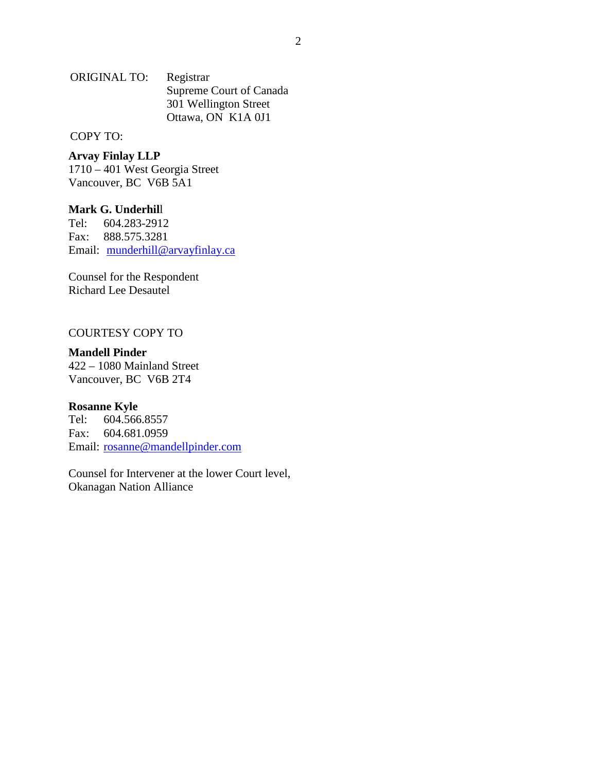ORIGINAL TO: Registrar
Supreme Court of Canada
301 Wellington Street
Ottawa, ON K1A 0J1

COPY TO:

**Arvay Finlay LLP**
1710 – 401 West Georgia Street
Vancouver, BC V6B 5A1

**Mark G. Underhill**
Tel: 604.283-2912
Fax: 888.575.3281
Email: munderhill@arvayfinlay.ca

Counsel for the Respondent
Richard Lee Desautel

COURTESY COPY TO

**Mandell Pinder**
422 – 1080 Mainland Street
Vancouver, BC V6B 2T4

**Rosanne Kyle**
Tel: 604.566.8557
Fax: 604.681.0959
Email: rosanne@mandellpinder.com

Counsel for Intervener at the lower Court level,
Okanagan Nation Alliance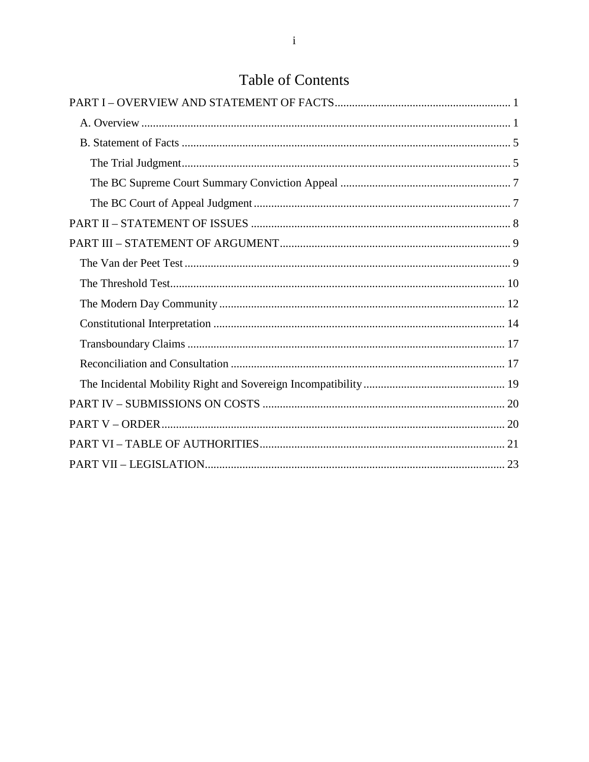# Table of Contents

PART I – OVERVIEW AND STATEMENT OF FACTS ........ 1

- A. Overview ........ 1
- B. Statement of Facts ........ 5
  - The Trial Judgment ........ 5
  - The BC Supreme Court Summary Conviction Appeal ........ 7
  - The BC Court of Appeal Judgment ........ 7

PART II – STATEMENT OF ISSUES ........ 8

PART III – STATEMENT OF ARGUMENT ........ 9

- The Van der Peet Test ........ 9
- The Threshold Test ........ 10
- The Modern Day Community ........ 12
- Constitutional Interpretation ........ 14
- Transboundary Claims ........ 17
- Reconciliation and Consultation ........ 17
- The Incidental Mobility Right and Sovereign Incompatibility ........ 19

PART IV – SUBMISSIONS ON COSTS ........ 20

PART V – ORDER ........ 20

PART VI – TABLE OF AUTHORITIES ........ 21

PART VII – LEGISLATION ........ 23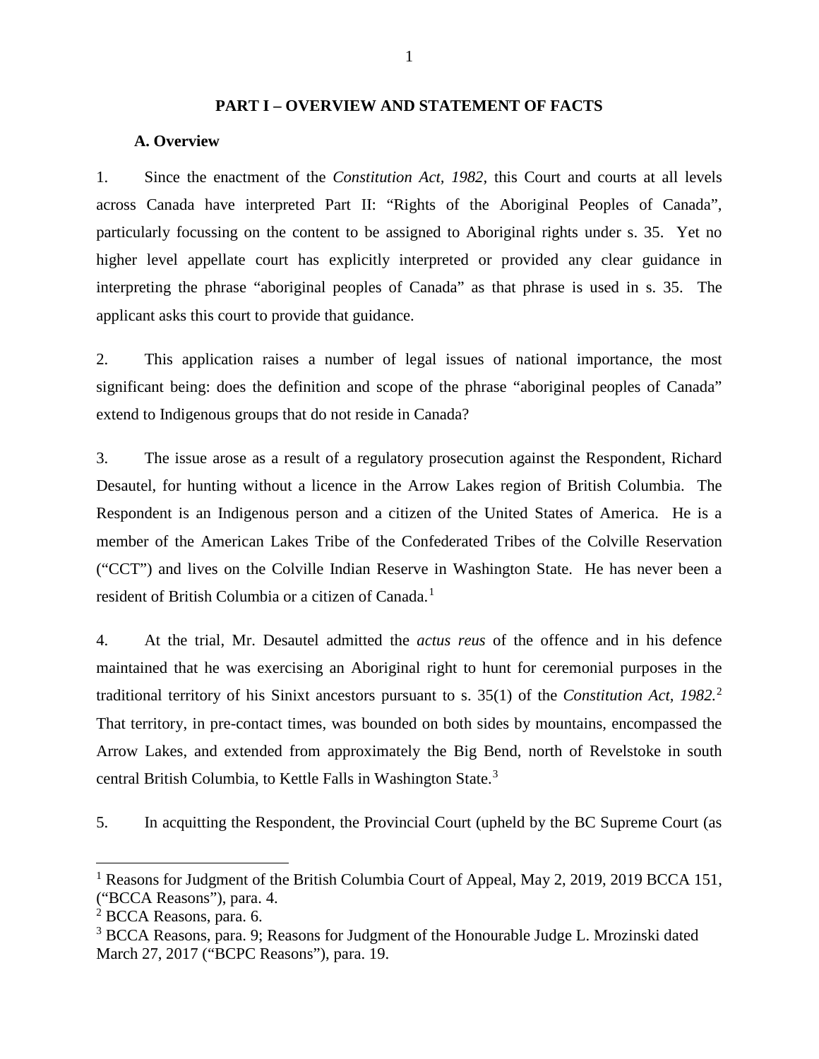## PART I – OVERVIEW AND STATEMENT OF FACTS

### A. Overview

1. Since the enactment of the *Constitution Act, 1982,* this Court and courts at all levels across Canada have interpreted Part II: "Rights of the Aboriginal Peoples of Canada", particularly focussing on the content to be assigned to Aboriginal rights under s. 35. Yet no higher level appellate court has explicitly interpreted or provided any clear guidance in interpreting the phrase "aboriginal peoples of Canada" as that phrase is used in s. 35. The applicant asks this court to provide that guidance.

2. This application raises a number of legal issues of national importance, the most significant being: does the definition and scope of the phrase "aboriginal peoples of Canada" extend to Indigenous groups that do not reside in Canada?

3. The issue arose as a result of a regulatory prosecution against the Respondent, Richard Desautel, for hunting without a licence in the Arrow Lakes region of British Columbia. The Respondent is an Indigenous person and a citizen of the United States of America. He is a member of the American Lakes Tribe of the Confederated Tribes of the Colville Reservation ("CCT") and lives on the Colville Indian Reserve in Washington State. He has never been a resident of British Columbia or a citizen of Canada.[1]

4. At the trial, Mr. Desautel admitted the *actus reus* of the offence and in his defence maintained that he was exercising an Aboriginal right to hunt for ceremonial purposes in the traditional territory of his Sinixt ancestors pursuant to s. 35(1) of the *Constitution Act, 1982.*[2] That territory, in pre-contact times, was bounded on both sides by mountains, encompassed the Arrow Lakes, and extended from approximately the Big Bend, north of Revelstoke in south central British Columbia, to Kettle Falls in Washington State.[3]

5. In acquitting the Respondent, the Provincial Court (upheld by the BC Supreme Court (as

---

[1] Reasons for Judgment of the British Columbia Court of Appeal, May 2, 2019, 2019 BCCA 151, ("BCCA Reasons"), para. 4.

[2] BCCA Reasons, para. 6.

[3] BCCA Reasons, para. 9; Reasons for Judgment of the Honourable Judge L. Mrozinski dated March 27, 2017 ("BCPC Reasons"), para. 19.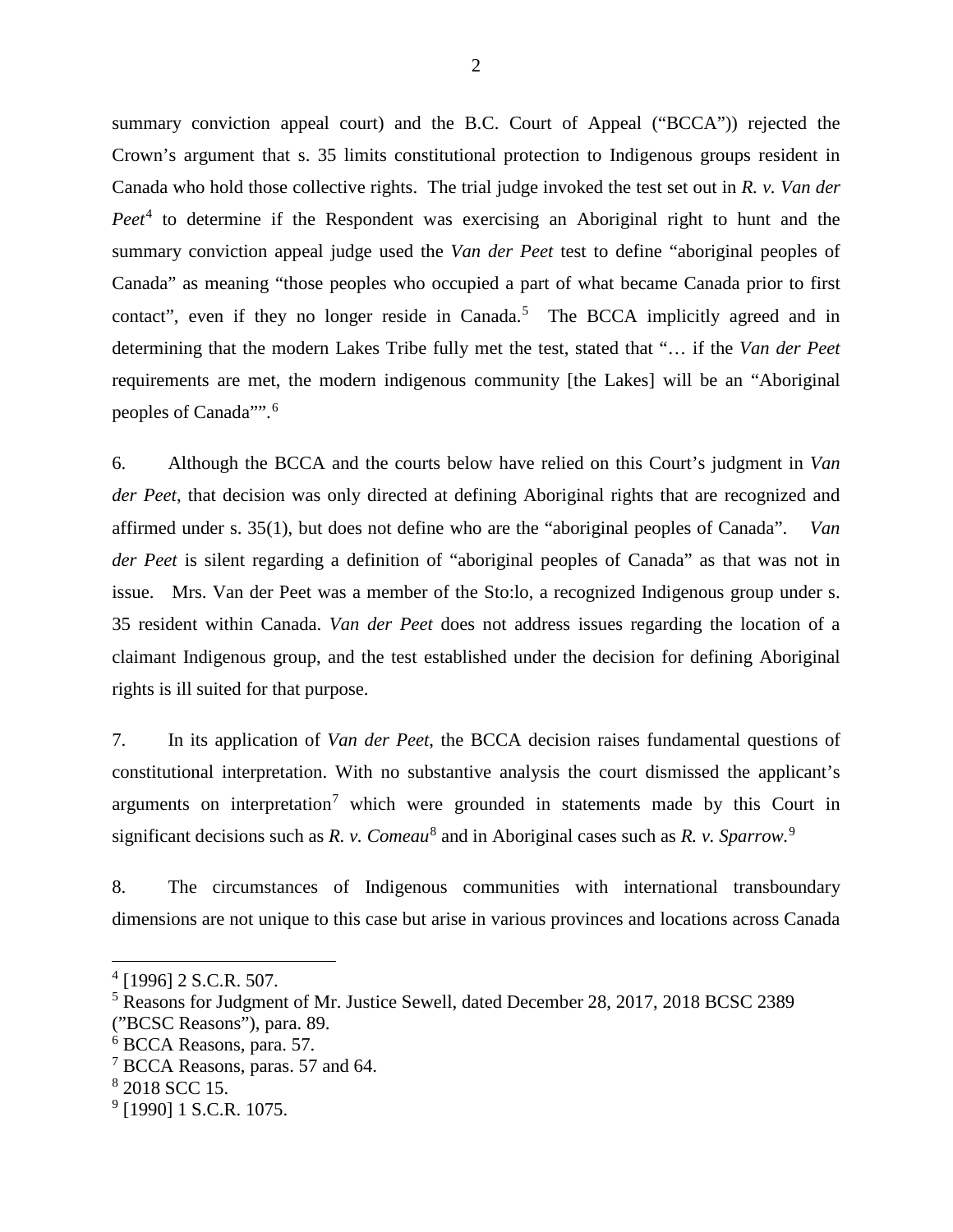summary conviction appeal court) and the B.C. Court of Appeal ("BCCA")) rejected the Crown's argument that s. 35 limits constitutional protection to Indigenous groups resident in Canada who hold those collective rights. The trial judge invoked the test set out in *R. v. Van der Peet*[4] to determine if the Respondent was exercising an Aboriginal right to hunt and the summary conviction appeal judge used the *Van der Peet* test to define "aboriginal peoples of Canada" as meaning "those peoples who occupied a part of what became Canada prior to first contact", even if they no longer reside in Canada.[5] The BCCA implicitly agreed and in determining that the modern Lakes Tribe fully met the test, stated that "… if the *Van der Peet* requirements are met, the modern indigenous community [the Lakes] will be an "Aboriginal peoples of Canada"".[6]

6. Although the BCCA and the courts below have relied on this Court's judgment in *Van der Peet*, that decision was only directed at defining Aboriginal rights that are recognized and affirmed under s. 35(1), but does not define who are the "aboriginal peoples of Canada". *Van der Peet* is silent regarding a definition of "aboriginal peoples of Canada" as that was not in issue. Mrs. Van der Peet was a member of the Sto:lo, a recognized Indigenous group under s. 35 resident within Canada. *Van der Peet* does not address issues regarding the location of a claimant Indigenous group, and the test established under the decision for defining Aboriginal rights is ill suited for that purpose.

7. In its application of *Van der Peet*, the BCCA decision raises fundamental questions of constitutional interpretation. With no substantive analysis the court dismissed the applicant's arguments on interpretation[7] which were grounded in statements made by this Court in significant decisions such as *R. v. Comeau*[8] and in Aboriginal cases such as *R. v. Sparrow*.[9]

8. The circumstances of Indigenous communities with international transboundary dimensions are not unique to this case but arise in various provinces and locations across Canada

---

[4] [1996] 2 S.C.R. 507.

[5] Reasons for Judgment of Mr. Justice Sewell, dated December 28, 2017, 2018 BCSC 2389 ("BCSC Reasons"), para. 89.

[6] BCCA Reasons, para. 57.

[7] BCCA Reasons, paras. 57 and 64.

[8] 2018 SCC 15.

[9] [1990] 1 S.C.R. 1075.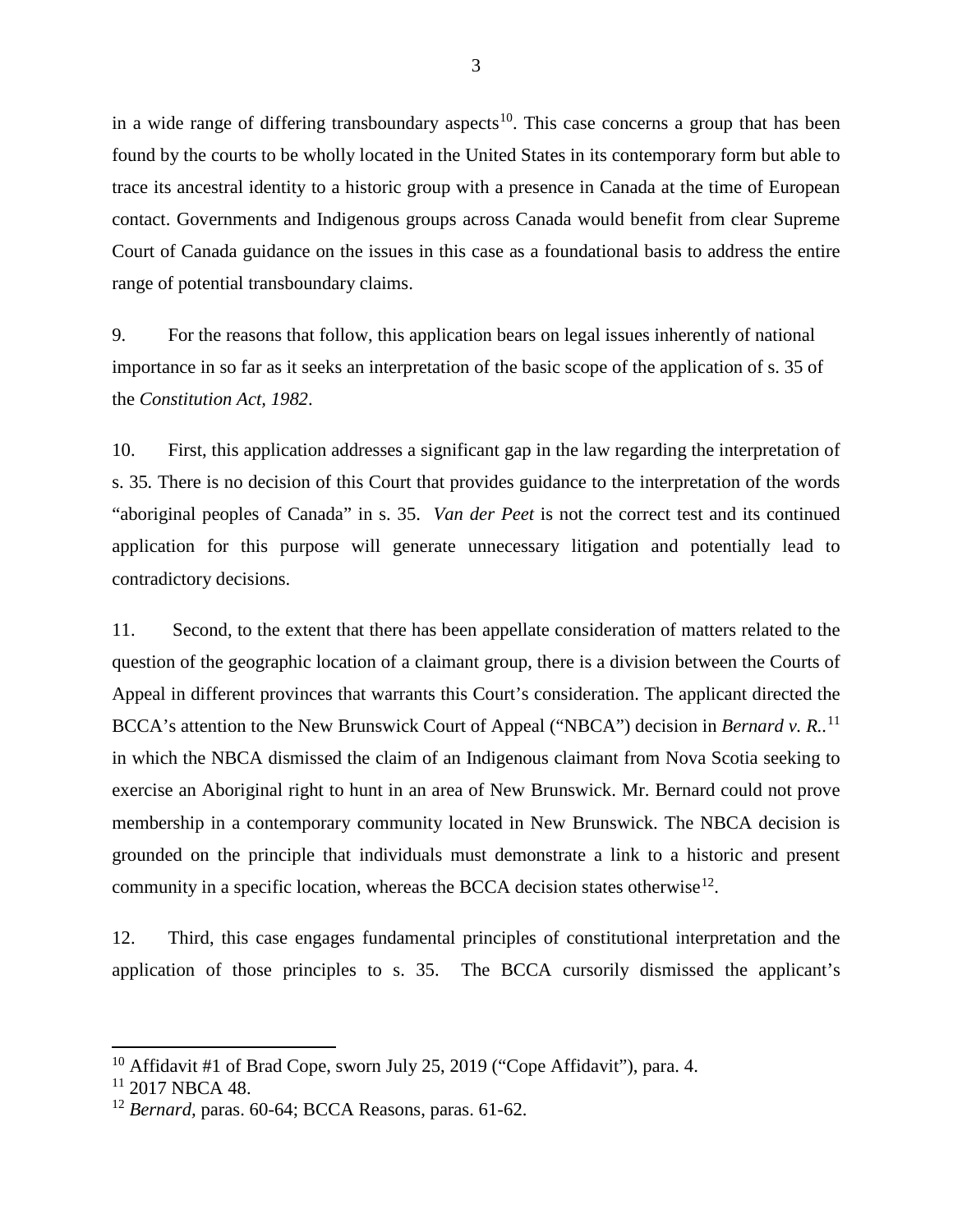in a wide range of differing transboundary aspects[10]. This case concerns a group that has been found by the courts to be wholly located in the United States in its contemporary form but able to trace its ancestral identity to a historic group with a presence in Canada at the time of European contact. Governments and Indigenous groups across Canada would benefit from clear Supreme Court of Canada guidance on the issues in this case as a foundational basis to address the entire range of potential transboundary claims.

9. For the reasons that follow, this application bears on legal issues inherently of national importance in so far as it seeks an interpretation of the basic scope of the application of s. 35 of the *Constitution Act, 1982*.

10. First, this application addresses a significant gap in the law regarding the interpretation of s. 35. There is no decision of this Court that provides guidance to the interpretation of the words "aboriginal peoples of Canada" in s. 35. *Van der Peet* is not the correct test and its continued application for this purpose will generate unnecessary litigation and potentially lead to contradictory decisions.

11. Second, to the extent that there has been appellate consideration of matters related to the question of the geographic location of a claimant group, there is a division between the Courts of Appeal in different provinces that warrants this Court's consideration. The applicant directed the BCCA's attention to the New Brunswick Court of Appeal ("NBCA") decision in *Bernard v. R.*.[11] in which the NBCA dismissed the claim of an Indigenous claimant from Nova Scotia seeking to exercise an Aboriginal right to hunt in an area of New Brunswick. Mr. Bernard could not prove membership in a contemporary community located in New Brunswick. The NBCA decision is grounded on the principle that individuals must demonstrate a link to a historic and present community in a specific location, whereas the BCCA decision states otherwise[12].

12. Third, this case engages fundamental principles of constitutional interpretation and the application of those principles to s. 35. The BCCA cursorily dismissed the applicant's

---

[10] Affidavit #1 of Brad Cope, sworn July 25, 2019 ("Cope Affidavit"), para. 4.

[11] 2017 NBCA 48.

[12] *Bernard*, paras. 60-64; BCCA Reasons, paras. 61-62.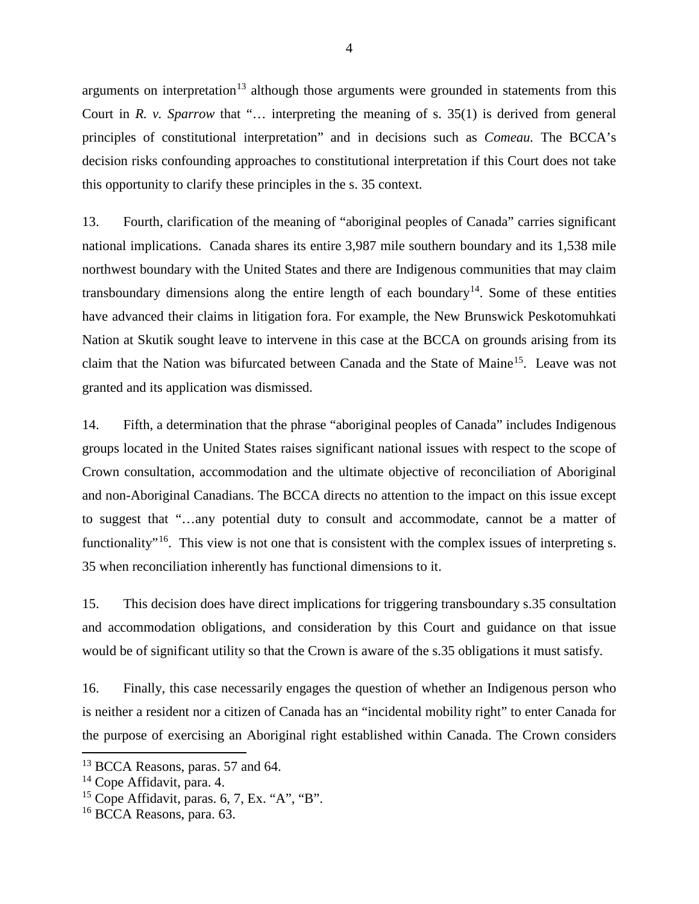arguments on interpretation[13] although those arguments were grounded in statements from this Court in *R. v. Sparrow* that "… interpreting the meaning of s. 35(1) is derived from general principles of constitutional interpretation" and in decisions such as *Comeau.* The BCCA's decision risks confounding approaches to constitutional interpretation if this Court does not take this opportunity to clarify these principles in the s. 35 context.

13. Fourth, clarification of the meaning of "aboriginal peoples of Canada" carries significant national implications. Canada shares its entire 3,987 mile southern boundary and its 1,538 mile northwest boundary with the United States and there are Indigenous communities that may claim transboundary dimensions along the entire length of each boundary[14]. Some of these entities have advanced their claims in litigation fora. For example, the New Brunswick Peskotomuhkati Nation at Skutik sought leave to intervene in this case at the BCCA on grounds arising from its claim that the Nation was bifurcated between Canada and the State of Maine[15]. Leave was not granted and its application was dismissed.

14. Fifth, a determination that the phrase "aboriginal peoples of Canada" includes Indigenous groups located in the United States raises significant national issues with respect to the scope of Crown consultation, accommodation and the ultimate objective of reconciliation of Aboriginal and non-Aboriginal Canadians. The BCCA directs no attention to the impact on this issue except to suggest that "…any potential duty to consult and accommodate, cannot be a matter of functionality"[16]. This view is not one that is consistent with the complex issues of interpreting s. 35 when reconciliation inherently has functional dimensions to it.

15. This decision does have direct implications for triggering transboundary s.35 consultation and accommodation obligations, and consideration by this Court and guidance on that issue would be of significant utility so that the Crown is aware of the s.35 obligations it must satisfy.

16. Finally, this case necessarily engages the question of whether an Indigenous person who is neither a resident nor a citizen of Canada has an "incidental mobility right" to enter Canada for the purpose of exercising an Aboriginal right established within Canada. The Crown considers

---

[13] BCCA Reasons, paras. 57 and 64.

[14] Cope Affidavit, para. 4.

[15] Cope Affidavit, paras. 6, 7, Ex. "A", "B".

[16] BCCA Reasons, para. 63.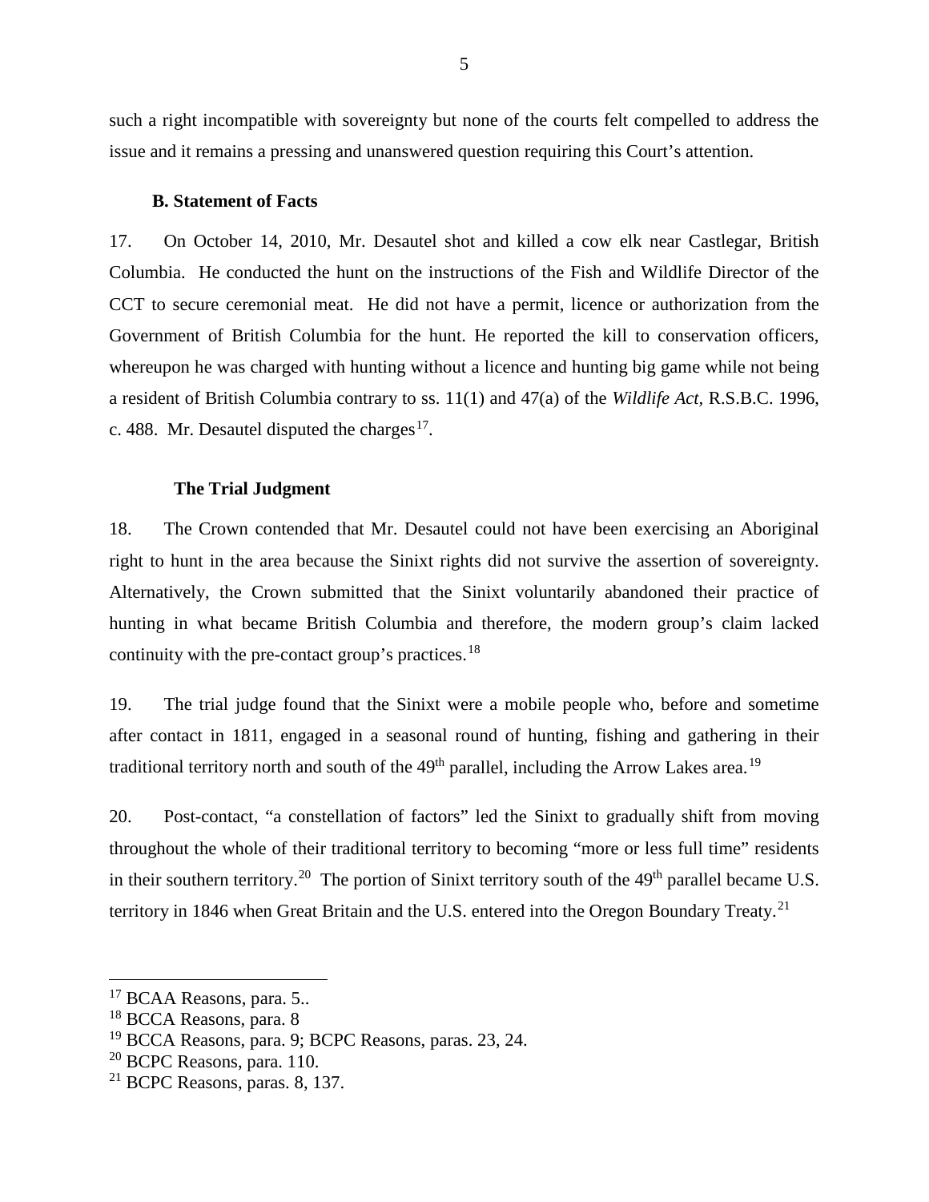such a right incompatible with sovereignty but none of the courts felt compelled to address the issue and it remains a pressing and unanswered question requiring this Court's attention.

### B. Statement of Facts

17. On October 14, 2010, Mr. Desautel shot and killed a cow elk near Castlegar, British Columbia. He conducted the hunt on the instructions of the Fish and Wildlife Director of the CCT to secure ceremonial meat. He did not have a permit, licence or authorization from the Government of British Columbia for the hunt. He reported the kill to conservation officers, whereupon he was charged with hunting without a licence and hunting big game while not being a resident of British Columbia contrary to ss. 11(1) and 47(a) of the *Wildlife Act*, R.S.B.C. 1996, c. 488. Mr. Desautel disputed the charges[17].

#### The Trial Judgment

18. The Crown contended that Mr. Desautel could not have been exercising an Aboriginal right to hunt in the area because the Sinixt rights did not survive the assertion of sovereignty. Alternatively, the Crown submitted that the Sinixt voluntarily abandoned their practice of hunting in what became British Columbia and therefore, the modern group's claim lacked continuity with the pre-contact group's practices.[18]

19. The trial judge found that the Sinixt were a mobile people who, before and sometime after contact in 1811, engaged in a seasonal round of hunting, fishing and gathering in their traditional territory north and south of the 49th parallel, including the Arrow Lakes area.[19]

20. Post-contact, "a constellation of factors" led the Sinixt to gradually shift from moving throughout the whole of their traditional territory to becoming "more or less full time" residents in their southern territory.[20] The portion of Sinixt territory south of the 49th parallel became U.S. territory in 1846 when Great Britain and the U.S. entered into the Oregon Boundary Treaty.[21]

---

[17] BCAA Reasons, para. 5..
[18] BCCA Reasons, para. 8
[19] BCCA Reasons, para. 9; BCPC Reasons, paras. 23, 24.
[20] BCPC Reasons, para. 110.
[21] BCPC Reasons, paras. 8, 137.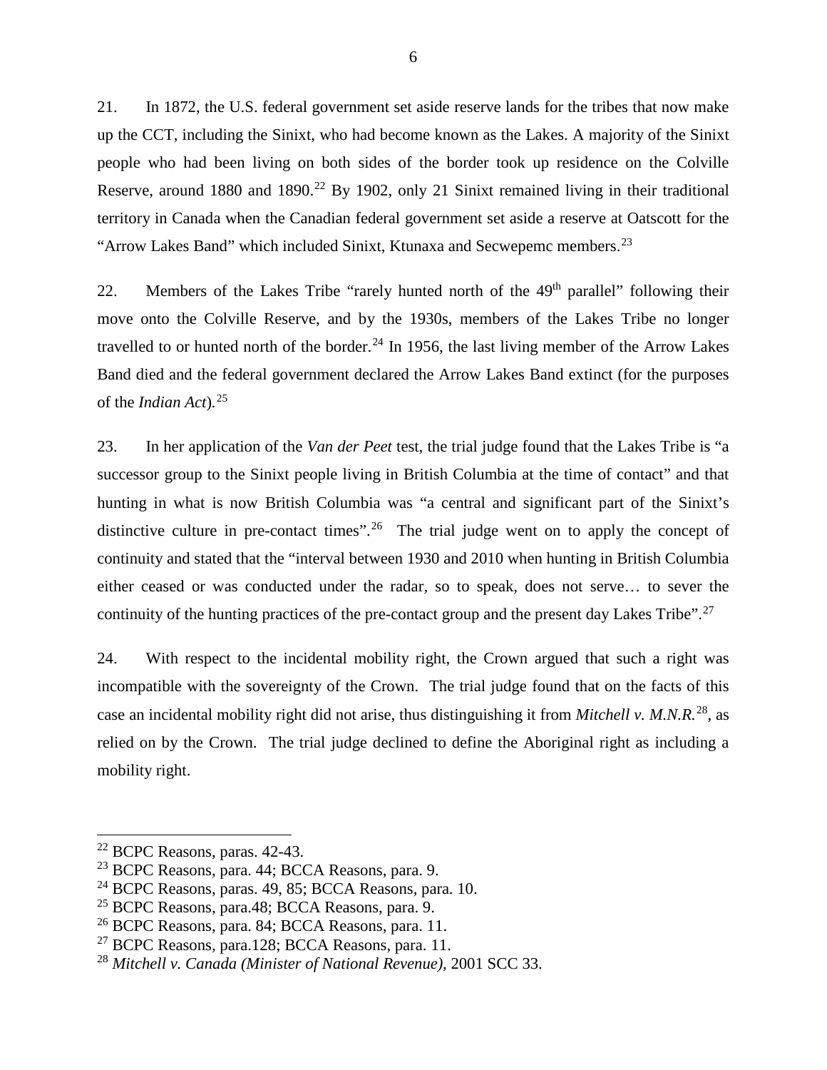21. In 1872, the U.S. federal government set aside reserve lands for the tribes that now make up the CCT, including the Sinixt, who had become known as the Lakes. A majority of the Sinixt people who had been living on both sides of the border took up residence on the Colville Reserve, around 1880 and 1890.[22] By 1902, only 21 Sinixt remained living in their traditional territory in Canada when the Canadian federal government set aside a reserve at Oatscott for the "Arrow Lakes Band" which included Sinixt, Ktunaxa and Secwepemc members.[23]

22. Members of the Lakes Tribe "rarely hunted north of the 49th parallel" following their move onto the Colville Reserve, and by the 1930s, members of the Lakes Tribe no longer travelled to or hunted north of the border.[24] In 1956, the last living member of the Arrow Lakes Band died and the federal government declared the Arrow Lakes Band extinct (for the purposes of the *Indian Act*).[25]

23. In her application of the *Van der Peet* test, the trial judge found that the Lakes Tribe is "a successor group to the Sinixt people living in British Columbia at the time of contact" and that hunting in what is now British Columbia was "a central and significant part of the Sinixt's distinctive culture in pre-contact times".[26] The trial judge went on to apply the concept of continuity and stated that the "interval between 1930 and 2010 when hunting in British Columbia either ceased or was conducted under the radar, so to speak, does not serve… to sever the continuity of the hunting practices of the pre-contact group and the present day Lakes Tribe".[27]

24. With respect to the incidental mobility right, the Crown argued that such a right was incompatible with the sovereignty of the Crown. The trial judge found that on the facts of this case an incidental mobility right did not arise, thus distinguishing it from *Mitchell v. M.N.R.*[28], as relied on by the Crown. The trial judge declined to define the Aboriginal right as including a mobility right.

---

[22] BCPC Reasons, paras. 42-43.

[23] BCPC Reasons, para. 44; BCCA Reasons, para. 9.

[24] BCPC Reasons, paras. 49, 85; BCCA Reasons, para. 10.

[25] BCPC Reasons, para.48; BCCA Reasons, para. 9.

[26] BCPC Reasons, para. 84; BCCA Reasons, para. 11.

[27] BCPC Reasons, para.128; BCCA Reasons, para. 11.

[28] *Mitchell v. Canada (Minister of National Revenue),* 2001 SCC 33.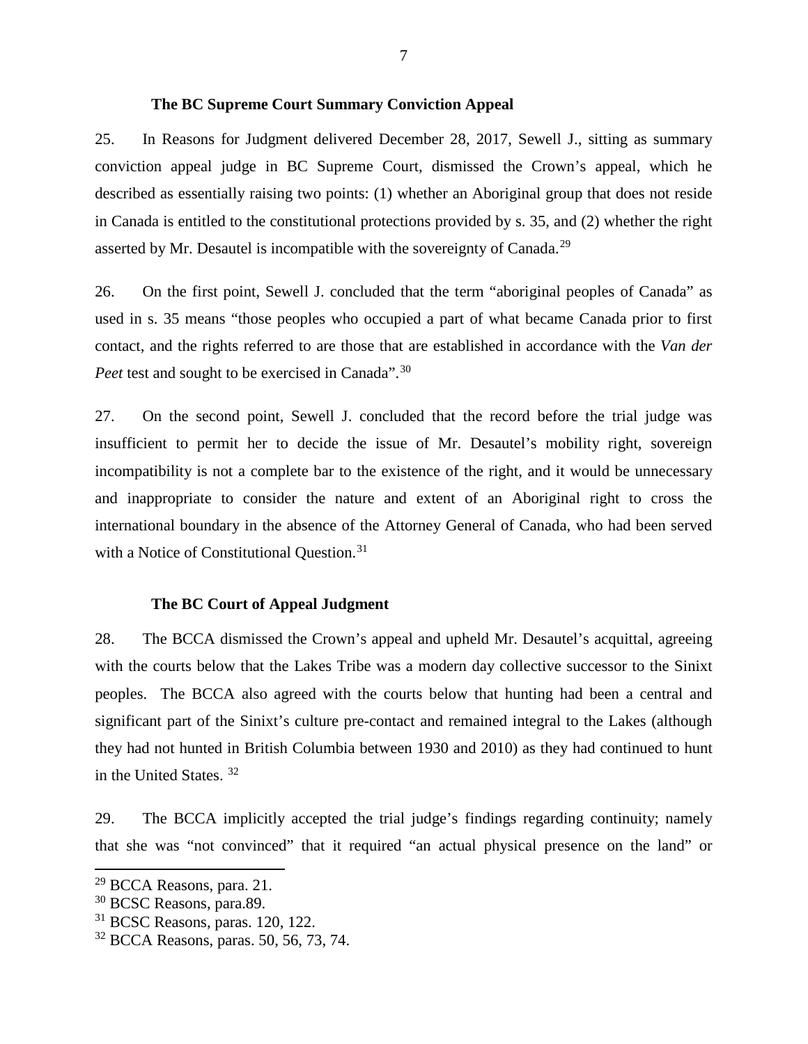### The BC Supreme Court Summary Conviction Appeal

25. In Reasons for Judgment delivered December 28, 2017, Sewell J., sitting as summary conviction appeal judge in BC Supreme Court, dismissed the Crown's appeal, which he described as essentially raising two points: (1) whether an Aboriginal group that does not reside in Canada is entitled to the constitutional protections provided by s. 35, and (2) whether the right asserted by Mr. Desautel is incompatible with the sovereignty of Canada.[29]

26. On the first point, Sewell J. concluded that the term "aboriginal peoples of Canada" as used in s. 35 means "those peoples who occupied a part of what became Canada prior to first contact, and the rights referred to are those that are established in accordance with the *Van der Peet* test and sought to be exercised in Canada".[30]

27. On the second point, Sewell J. concluded that the record before the trial judge was insufficient to permit her to decide the issue of Mr. Desautel's mobility right, sovereign incompatibility is not a complete bar to the existence of the right, and it would be unnecessary and inappropriate to consider the nature and extent of an Aboriginal right to cross the international boundary in the absence of the Attorney General of Canada, who had been served with a Notice of Constitutional Question.[31]

### The BC Court of Appeal Judgment

28. The BCCA dismissed the Crown's appeal and upheld Mr. Desautel's acquittal, agreeing with the courts below that the Lakes Tribe was a modern day collective successor to the Sinixt peoples. The BCCA also agreed with the courts below that hunting had been a central and significant part of the Sinixt's culture pre-contact and remained integral to the Lakes (although they had not hunted in British Columbia between 1930 and 2010) as they had continued to hunt in the United States. [32]

29. The BCCA implicitly accepted the trial judge's findings regarding continuity; namely that she was "not convinced" that it required "an actual physical presence on the land" or

[29] BCCA Reasons, para. 21.
[30] BCSC Reasons, para.89.
[31] BCSC Reasons, paras. 120, 122.
[32] BCCA Reasons, paras. 50, 56, 73, 74.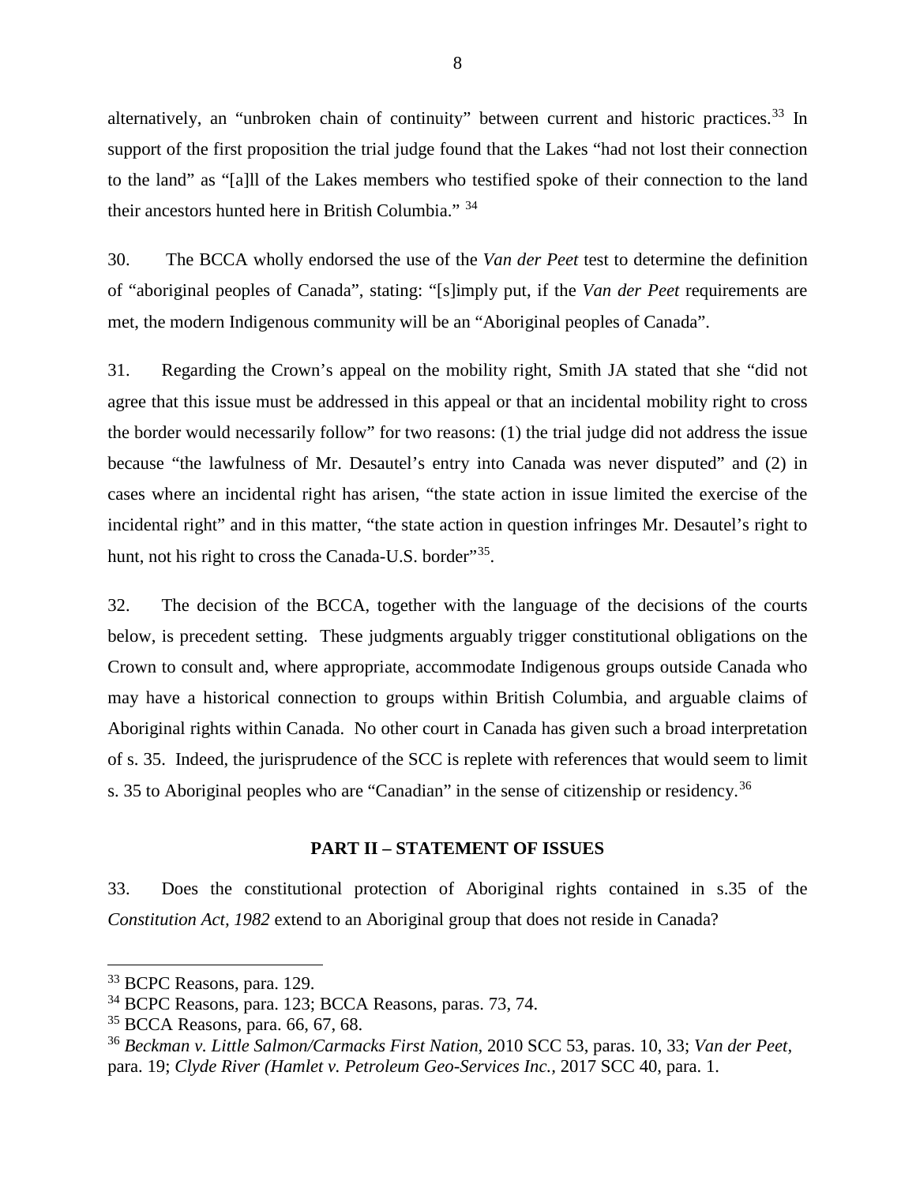alternatively, an "unbroken chain of continuity" between current and historic practices.[33] In support of the first proposition the trial judge found that the Lakes "had not lost their connection to the land" as "[a]ll of the Lakes members who testified spoke of their connection to the land their ancestors hunted here in British Columbia." [34]

30. The BCCA wholly endorsed the use of the *Van der Peet* test to determine the definition of "aboriginal peoples of Canada", stating: "[s]imply put, if the *Van der Peet* requirements are met, the modern Indigenous community will be an "Aboriginal peoples of Canada".

31. Regarding the Crown's appeal on the mobility right, Smith JA stated that she "did not agree that this issue must be addressed in this appeal or that an incidental mobility right to cross the border would necessarily follow" for two reasons: (1) the trial judge did not address the issue because "the lawfulness of Mr. Desautel's entry into Canada was never disputed" and (2) in cases where an incidental right has arisen, "the state action in issue limited the exercise of the incidental right" and in this matter, "the state action in question infringes Mr. Desautel's right to hunt, not his right to cross the Canada-U.S. border"[35].

32. The decision of the BCCA, together with the language of the decisions of the courts below, is precedent setting. These judgments arguably trigger constitutional obligations on the Crown to consult and, where appropriate, accommodate Indigenous groups outside Canada who may have a historical connection to groups within British Columbia, and arguable claims of Aboriginal rights within Canada. No other court in Canada has given such a broad interpretation of s. 35. Indeed, the jurisprudence of the SCC is replete with references that would seem to limit s. 35 to Aboriginal peoples who are "Canadian" in the sense of citizenship or residency.[36]

## PART II – STATEMENT OF ISSUES

33. Does the constitutional protection of Aboriginal rights contained in s.35 of the *Constitution Act, 1982* extend to an Aboriginal group that does not reside in Canada?

---

[33] BCPC Reasons, para. 129.

[34] BCPC Reasons, para. 123; BCCA Reasons, paras. 73, 74.

[35] BCCA Reasons, para. 66, 67, 68.

[36] *Beckman v. Little Salmon/Carmacks First Nation*, 2010 SCC 53, paras. 10, 33; *Van der Peet*, para. 19; *Clyde River (Hamlet v. Petroleum Geo-Services Inc.*, 2017 SCC 40, para. 1.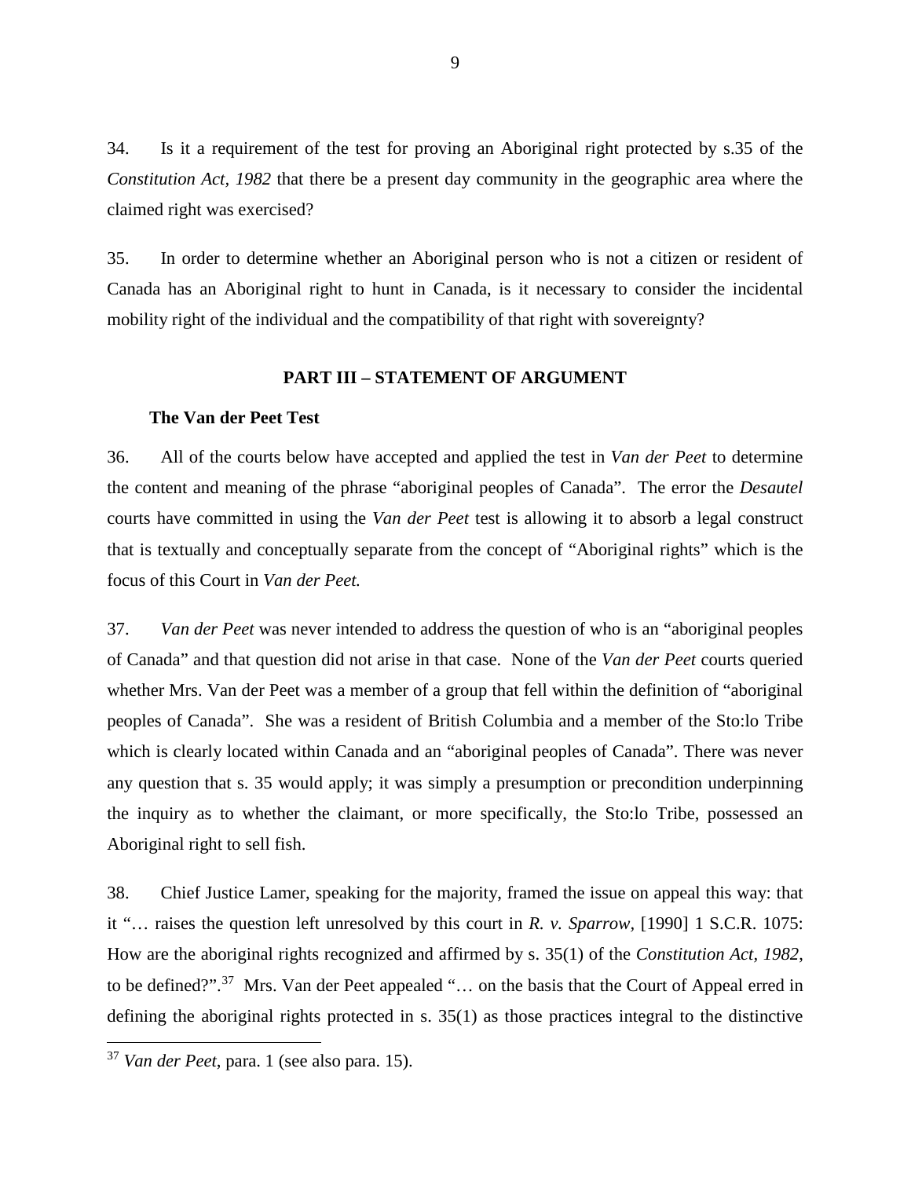34. Is it a requirement of the test for proving an Aboriginal right protected by s.35 of the *Constitution Act, 1982* that there be a present day community in the geographic area where the claimed right was exercised?

35. In order to determine whether an Aboriginal person who is not a citizen or resident of Canada has an Aboriginal right to hunt in Canada, is it necessary to consider the incidental mobility right of the individual and the compatibility of that right with sovereignty?

## PART III – STATEMENT OF ARGUMENT

### The Van der Peet Test

36. All of the courts below have accepted and applied the test in *Van der Peet* to determine the content and meaning of the phrase "aboriginal peoples of Canada". The error the *Desautel* courts have committed in using the *Van der Peet* test is allowing it to absorb a legal construct that is textually and conceptually separate from the concept of "Aboriginal rights" which is the focus of this Court in *Van der Peet.*

37. *Van der Peet* was never intended to address the question of who is an "aboriginal peoples of Canada" and that question did not arise in that case. None of the *Van der Peet* courts queried whether Mrs. Van der Peet was a member of a group that fell within the definition of "aboriginal peoples of Canada". She was a resident of British Columbia and a member of the Sto:lo Tribe which is clearly located within Canada and an "aboriginal peoples of Canada". There was never any question that s. 35 would apply; it was simply a presumption or precondition underpinning the inquiry as to whether the claimant, or more specifically, the Sto:lo Tribe, possessed an Aboriginal right to sell fish.

38. Chief Justice Lamer, speaking for the majority, framed the issue on appeal this way: that it "… raises the question left unresolved by this court in *R. v. Sparrow*, [1990] 1 S.C.R. 1075: How are the aboriginal rights recognized and affirmed by s. 35(1) of the *Constitution Act, 1982*, to be defined?".[37] Mrs. Van der Peet appealed "… on the basis that the Court of Appeal erred in defining the aboriginal rights protected in s. 35(1) as those practices integral to the distinctive

[37] *Van der Peet*, para. 1 (see also para. 15).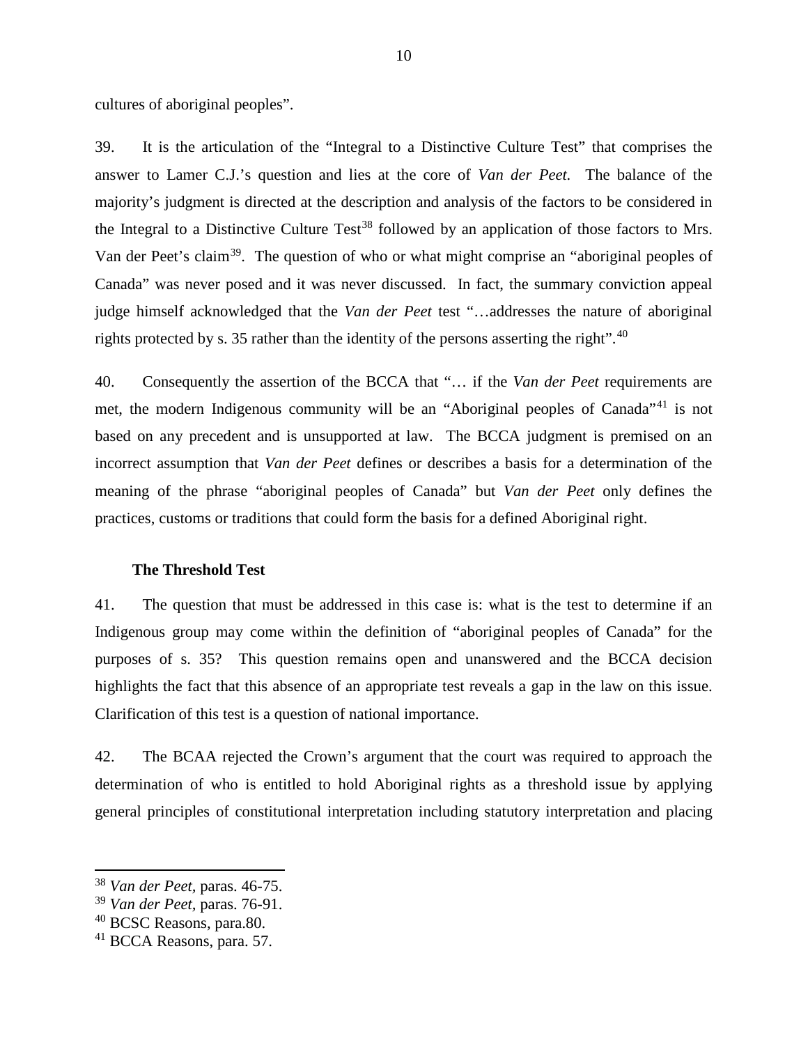cultures of aboriginal peoples".

39. It is the articulation of the "Integral to a Distinctive Culture Test" that comprises the answer to Lamer C.J.'s question and lies at the core of *Van der Peet.* The balance of the majority's judgment is directed at the description and analysis of the factors to be considered in the Integral to a Distinctive Culture Test[38] followed by an application of those factors to Mrs. Van der Peet's claim[39]. The question of who or what might comprise an "aboriginal peoples of Canada" was never posed and it was never discussed. In fact, the summary conviction appeal judge himself acknowledged that the *Van der Peet* test "…addresses the nature of aboriginal rights protected by s. 35 rather than the identity of the persons asserting the right".[40]

40. Consequently the assertion of the BCCA that "… if the *Van der Peet* requirements are met, the modern Indigenous community will be an "Aboriginal peoples of Canada"[41] is not based on any precedent and is unsupported at law. The BCCA judgment is premised on an incorrect assumption that *Van der Peet* defines or describes a basis for a determination of the meaning of the phrase "aboriginal peoples of Canada" but *Van der Peet* only defines the practices, customs or traditions that could form the basis for a defined Aboriginal right.

### The Threshold Test

41. The question that must be addressed in this case is: what is the test to determine if an Indigenous group may come within the definition of "aboriginal peoples of Canada" for the purposes of s. 35? This question remains open and unanswered and the BCCA decision highlights the fact that this absence of an appropriate test reveals a gap in the law on this issue. Clarification of this test is a question of national importance.

42. The BCAA rejected the Crown's argument that the court was required to approach the determination of who is entitled to hold Aboriginal rights as a threshold issue by applying general principles of constitutional interpretation including statutory interpretation and placing

[38] *Van der Peet*, paras. 46-75.
[39] *Van der Peet*, paras. 76-91.
[40] BCSC Reasons, para.80.
[41] BCCA Reasons, para. 57.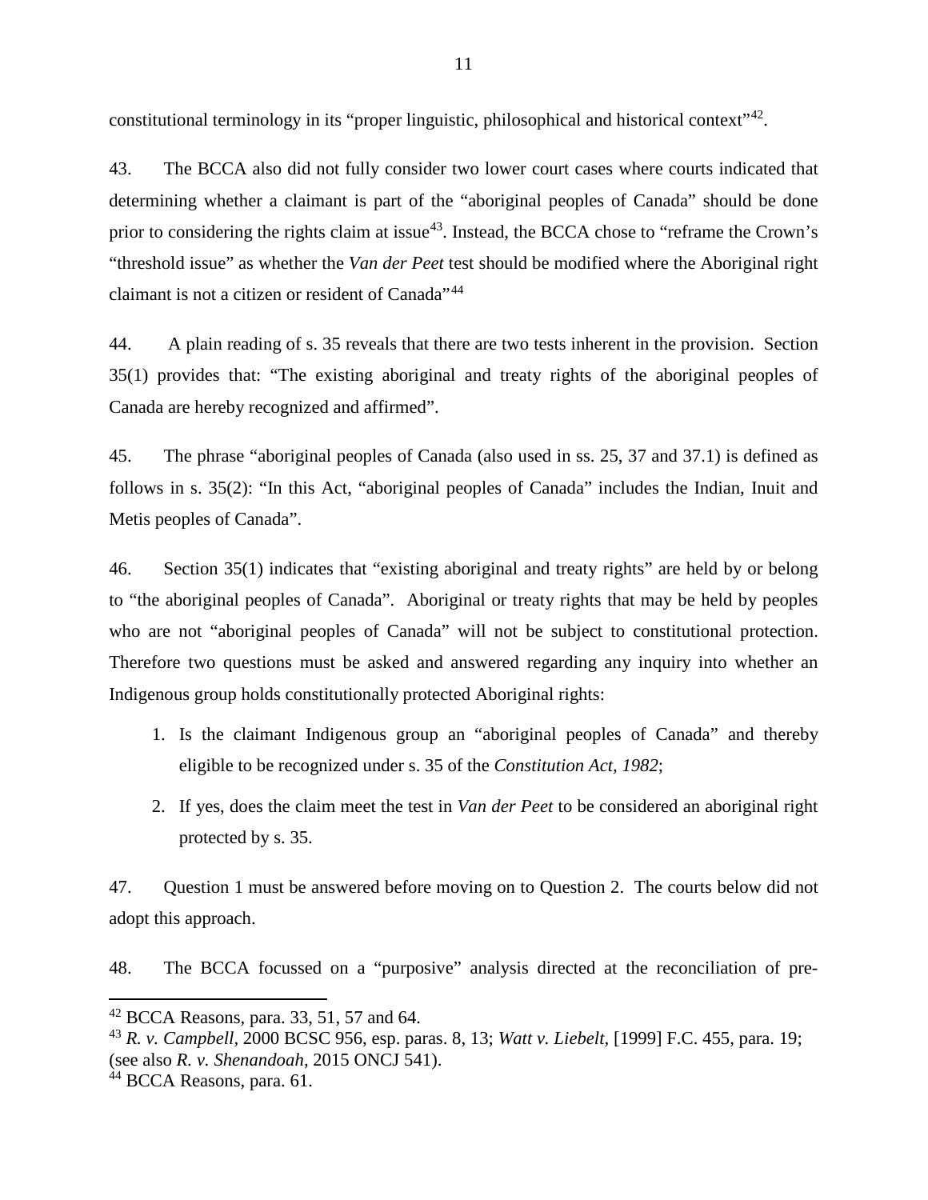constitutional terminology in its "proper linguistic, philosophical and historical context"[42].

43. The BCCA also did not fully consider two lower court cases where courts indicated that determining whether a claimant is part of the "aboriginal peoples of Canada" should be done prior to considering the rights claim at issue[43]. Instead, the BCCA chose to "reframe the Crown's "threshold issue" as whether the *Van der Peet* test should be modified where the Aboriginal right claimant is not a citizen or resident of Canada"[44]

44. A plain reading of s. 35 reveals that there are two tests inherent in the provision. Section 35(1) provides that: "The existing aboriginal and treaty rights of the aboriginal peoples of Canada are hereby recognized and affirmed".

45. The phrase "aboriginal peoples of Canada (also used in ss. 25, 37 and 37.1) is defined as follows in s. 35(2): "In this Act, "aboriginal peoples of Canada" includes the Indian, Inuit and Metis peoples of Canada".

46. Section 35(1) indicates that "existing aboriginal and treaty rights" are held by or belong to "the aboriginal peoples of Canada". Aboriginal or treaty rights that may be held by peoples who are not "aboriginal peoples of Canada" will not be subject to constitutional protection. Therefore two questions must be asked and answered regarding any inquiry into whether an Indigenous group holds constitutionally protected Aboriginal rights:

1. Is the claimant Indigenous group an "aboriginal peoples of Canada" and thereby eligible to be recognized under s. 35 of the *Constitution Act, 1982*;
2. If yes, does the claim meet the test in *Van der Peet* to be considered an aboriginal right protected by s. 35.

47. Question 1 must be answered before moving on to Question 2. The courts below did not adopt this approach.

48. The BCCA focussed on a "purposive" analysis directed at the reconciliation of pre-

---

[42] BCCA Reasons, para. 33, 51, 57 and 64.

[43] *R. v. Campbell*, 2000 BCSC 956, esp. paras. 8, 13; *Watt v. Liebelt*, [1999] F.C. 455, para. 19; (see also *R. v. Shenandoah,* 2015 ONCJ 541).

[44] BCCA Reasons, para. 61.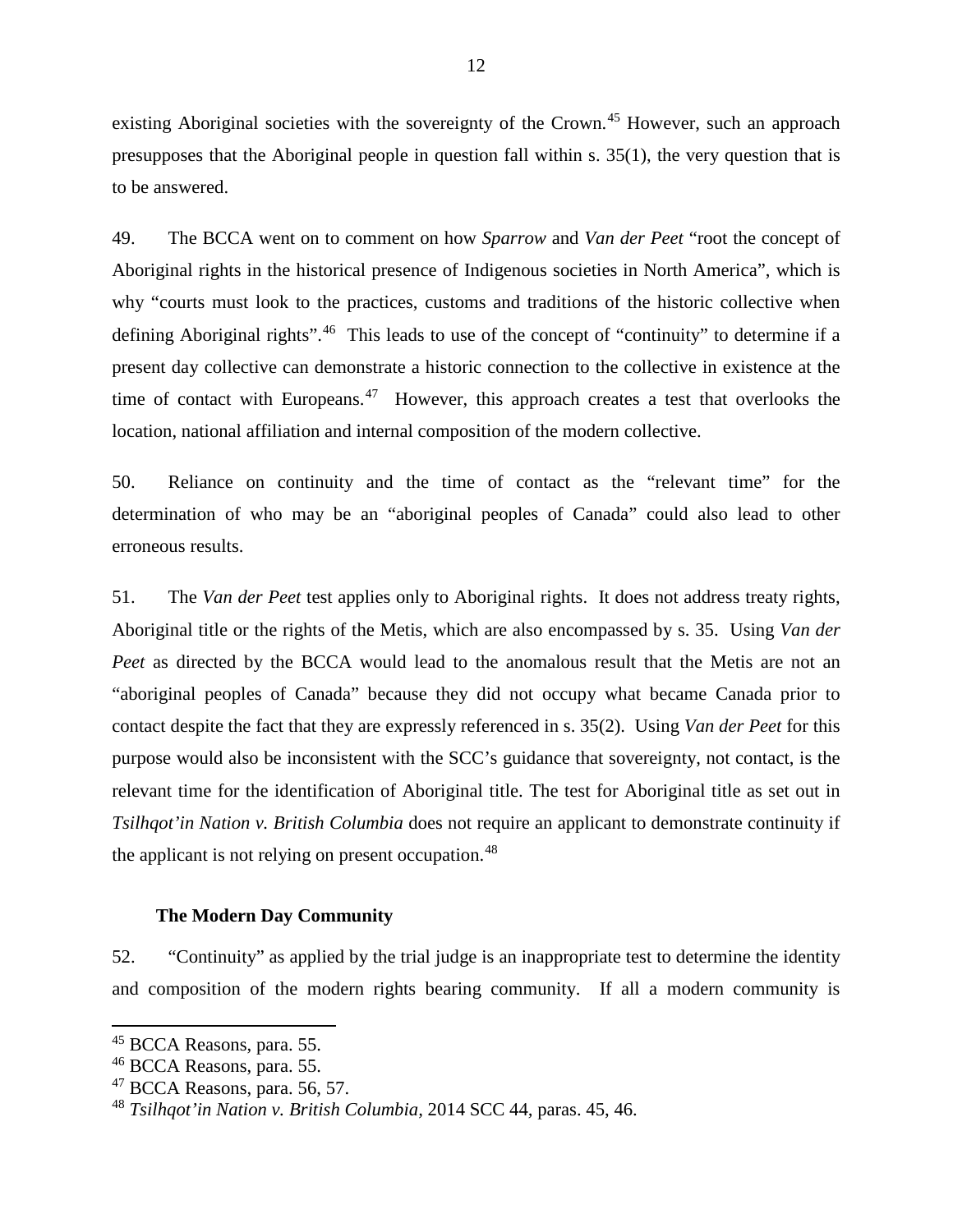existing Aboriginal societies with the sovereignty of the Crown.[45] However, such an approach presupposes that the Aboriginal people in question fall within s. 35(1), the very question that is to be answered.

49. The BCCA went on to comment on how *Sparrow* and *Van der Peet* "root the concept of Aboriginal rights in the historical presence of Indigenous societies in North America", which is why "courts must look to the practices, customs and traditions of the historic collective when defining Aboriginal rights".[46] This leads to use of the concept of "continuity" to determine if a present day collective can demonstrate a historic connection to the collective in existence at the time of contact with Europeans.[47] However, this approach creates a test that overlooks the location, national affiliation and internal composition of the modern collective.

50. Reliance on continuity and the time of contact as the "relevant time" for the determination of who may be an "aboriginal peoples of Canada" could also lead to other erroneous results.

51. The *Van der Peet* test applies only to Aboriginal rights. It does not address treaty rights, Aboriginal title or the rights of the Metis, which are also encompassed by s. 35. Using *Van der Peet* as directed by the BCCA would lead to the anomalous result that the Metis are not an "aboriginal peoples of Canada" because they did not occupy what became Canada prior to contact despite the fact that they are expressly referenced in s. 35(2). Using *Van der Peet* for this purpose would also be inconsistent with the SCC's guidance that sovereignty, not contact, is the relevant time for the identification of Aboriginal title. The test for Aboriginal title as set out in *Tsilhqot'in Nation v. British Columbia* does not require an applicant to demonstrate continuity if the applicant is not relying on present occupation.[48]

### The Modern Day Community

52. "Continuity" as applied by the trial judge is an inappropriate test to determine the identity and composition of the modern rights bearing community. If all a modern community is

---

[45] BCCA Reasons, para. 55.

[46] BCCA Reasons, para. 55.

[47] BCCA Reasons, para. 56, 57.

[48] *Tsilhqot'in Nation v. British Columbia,* 2014 SCC 44, paras. 45, 46.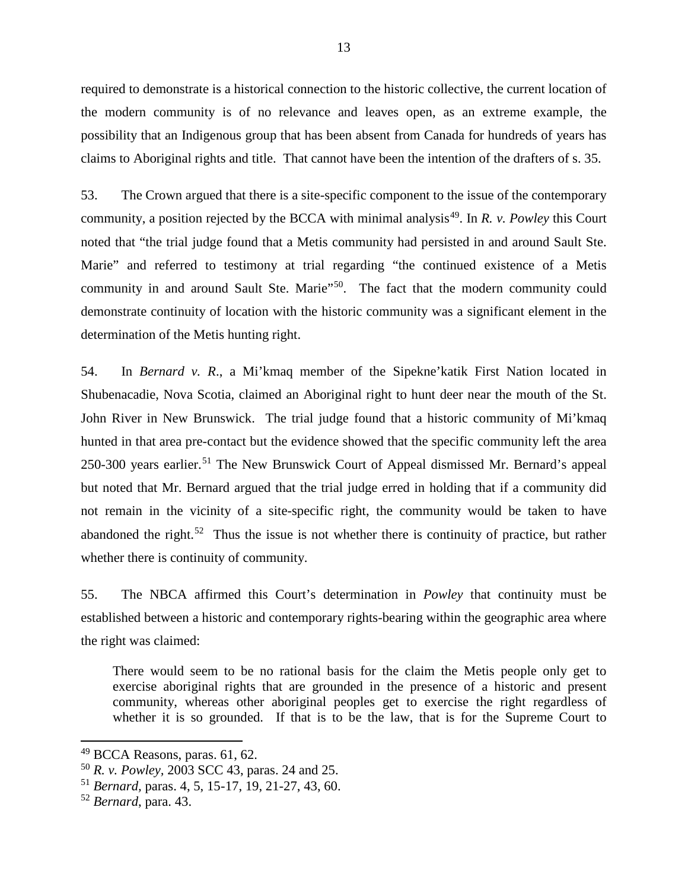required to demonstrate is a historical connection to the historic collective, the current location of the modern community is of no relevance and leaves open, as an extreme example, the possibility that an Indigenous group that has been absent from Canada for hundreds of years has claims to Aboriginal rights and title. That cannot have been the intention of the drafters of s. 35.

53. The Crown argued that there is a site-specific component to the issue of the contemporary community, a position rejected by the BCCA with minimal analysis[49]. In *R. v. Powley* this Court noted that "the trial judge found that a Metis community had persisted in and around Sault Ste. Marie" and referred to testimony at trial regarding "the continued existence of a Metis community in and around Sault Ste. Marie"[50]. The fact that the modern community could demonstrate continuity of location with the historic community was a significant element in the determination of the Metis hunting right.

54. In *Bernard v. R.*, a Mi'kmaq member of the Sipekne'katik First Nation located in Shubenacadie, Nova Scotia, claimed an Aboriginal right to hunt deer near the mouth of the St. John River in New Brunswick. The trial judge found that a historic community of Mi'kmaq hunted in that area pre-contact but the evidence showed that the specific community left the area 250-300 years earlier.[51] The New Brunswick Court of Appeal dismissed Mr. Bernard's appeal but noted that Mr. Bernard argued that the trial judge erred in holding that if a community did not remain in the vicinity of a site-specific right, the community would be taken to have abandoned the right.[52] Thus the issue is not whether there is continuity of practice, but rather whether there is continuity of community.

55. The NBCA affirmed this Court's determination in *Powley* that continuity must be established between a historic and contemporary rights-bearing within the geographic area where the right was claimed:

> There would seem to be no rational basis for the claim the Metis people only get to exercise aboriginal rights that are grounded in the presence of a historic and present community, whereas other aboriginal peoples get to exercise the right regardless of whether it is so grounded. If that is to be the law, that is for the Supreme Court to

---

[49] BCCA Reasons, paras. 61, 62.

[50] *R. v. Powley*, 2003 SCC 43, paras. 24 and 25.

[51] *Bernard*, paras. 4, 5, 15-17, 19, 21-27, 43, 60.

[52] *Bernard*, para. 43.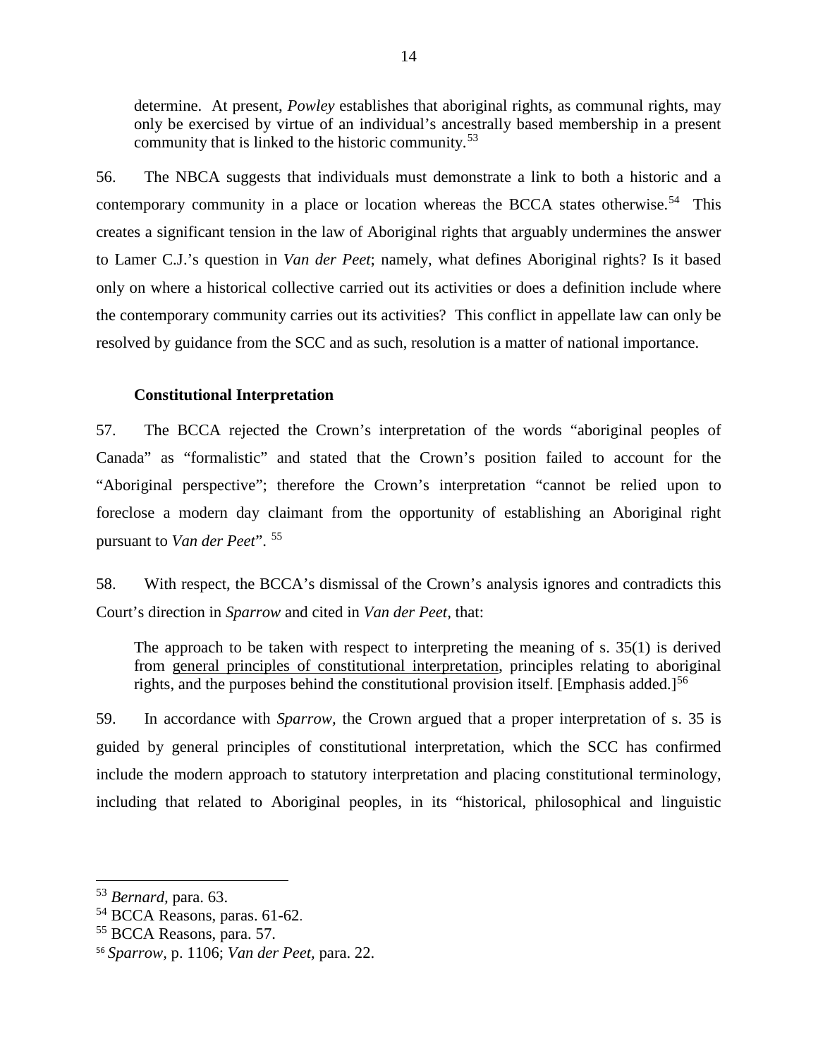determine. At present, *Powley* establishes that aboriginal rights, as communal rights, may only be exercised by virtue of an individual's ancestrally based membership in a present community that is linked to the historic community.[53]

56. The NBCA suggests that individuals must demonstrate a link to both a historic and a contemporary community in a place or location whereas the BCCA states otherwise.[54] This creates a significant tension in the law of Aboriginal rights that arguably undermines the answer to Lamer C.J.'s question in *Van der Peet*; namely, what defines Aboriginal rights? Is it based only on where a historical collective carried out its activities or does a definition include where the contemporary community carries out its activities? This conflict in appellate law can only be resolved by guidance from the SCC and as such, resolution is a matter of national importance.

**Constitutional Interpretation**

57. The BCCA rejected the Crown's interpretation of the words "aboriginal peoples of Canada" as "formalistic" and stated that the Crown's position failed to account for the "Aboriginal perspective"; therefore the Crown's interpretation "cannot be relied upon to foreclose a modern day claimant from the opportunity of establishing an Aboriginal right pursuant to *Van der Peet*".[55]

58. With respect, the BCCA's dismissal of the Crown's analysis ignores and contradicts this Court's direction in *Sparrow* and cited in *Van der Peet,* that:

> The approach to be taken with respect to interpreting the meaning of s. 35(1) is derived from <u>general principles of constitutional interpretation</u>, principles relating to aboriginal rights, and the purposes behind the constitutional provision itself. [Emphasis added.][56]

59. In accordance with *Sparrow,* the Crown argued that a proper interpretation of s. 35 is guided by general principles of constitutional interpretation, which the SCC has confirmed include the modern approach to statutory interpretation and placing constitutional terminology, including that related to Aboriginal peoples, in its "historical, philosophical and linguistic

---

[53] *Bernard,* para. 63.
[54] BCCA Reasons, paras. 61-62.
[55] BCCA Reasons, para. 57.
[56] *Sparrow,* p. 1106; *Van der Peet,* para. 22.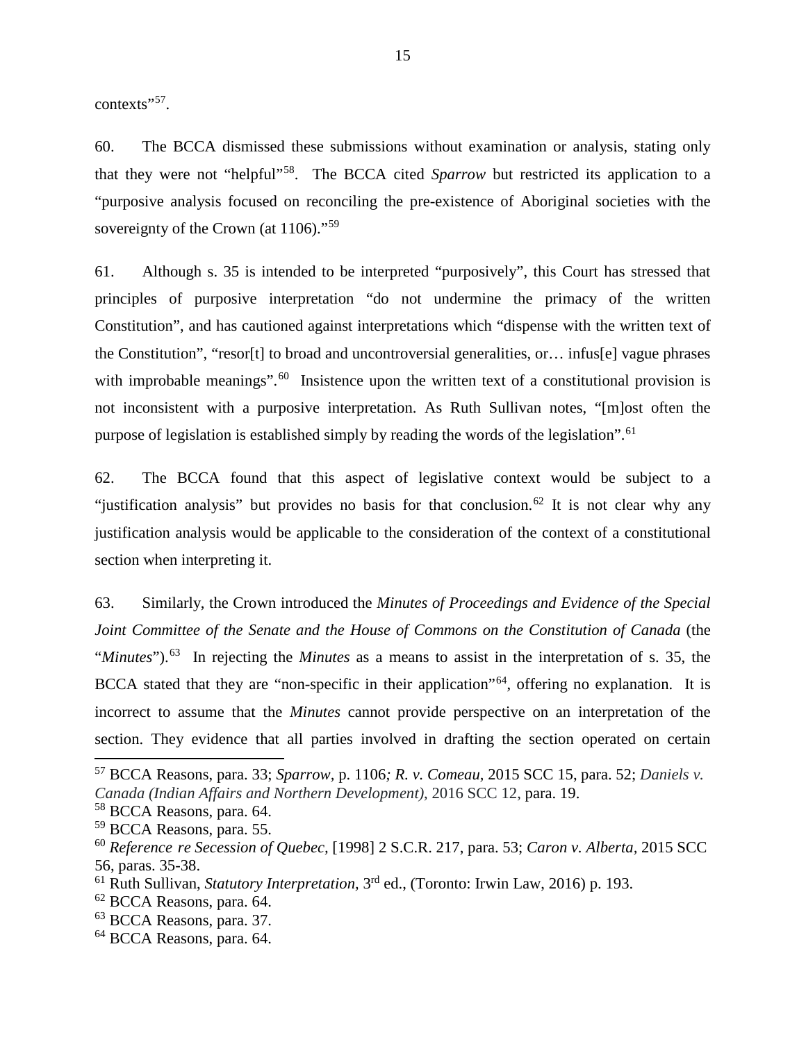contexts"[57].

60. The BCCA dismissed these submissions without examination or analysis, stating only that they were not "helpful"[58]. The BCCA cited *Sparrow* but restricted its application to a "purposive analysis focused on reconciling the pre-existence of Aboriginal societies with the sovereignty of the Crown (at 1106)."[59]

61. Although s. 35 is intended to be interpreted "purposively", this Court has stressed that principles of purposive interpretation "do not undermine the primacy of the written Constitution", and has cautioned against interpretations which "dispense with the written text of the Constitution", "resor[t] to broad and uncontroversial generalities, or… infus[e] vague phrases with improbable meanings".[60] Insistence upon the written text of a constitutional provision is not inconsistent with a purposive interpretation. As Ruth Sullivan notes, "[m]ost often the purpose of legislation is established simply by reading the words of the legislation".[61]

62. The BCCA found that this aspect of legislative context would be subject to a "justification analysis" but provides no basis for that conclusion.[62] It is not clear why any justification analysis would be applicable to the consideration of the context of a constitutional section when interpreting it.

63. Similarly, the Crown introduced the *Minutes of Proceedings and Evidence of the Special Joint Committee of the Senate and the House of Commons on the Constitution of Canada* (the "*Minutes*").[63] In rejecting the *Minutes* as a means to assist in the interpretation of s. 35, the BCCA stated that they are "non-specific in their application"[64], offering no explanation. It is incorrect to assume that the *Minutes* cannot provide perspective on an interpretation of the section. They evidence that all parties involved in drafting the section operated on certain

---

[57] BCCA Reasons, para. 33; *Sparrow*, p. 1106*; R. v. Comeau*, 2015 SCC 15, para. 52; *Daniels v. Canada (Indian Affairs and Northern Development)*, 2016 SCC 12, para. 19.

[58] BCCA Reasons, para. 64.

[59] BCCA Reasons, para. 55.

[60] *Reference re Secession of Quebec*, [1998] 2 S.C.R. 217, para. 53; *Caron v. Alberta*, 2015 SCC 56, paras. 35-38.

[61] Ruth Sullivan, *Statutory Interpretation*, 3rd ed., (Toronto: Irwin Law, 2016) p. 193.

[62] BCCA Reasons, para. 64.

[63] BCCA Reasons, para. 37.

[64] BCCA Reasons, para. 64.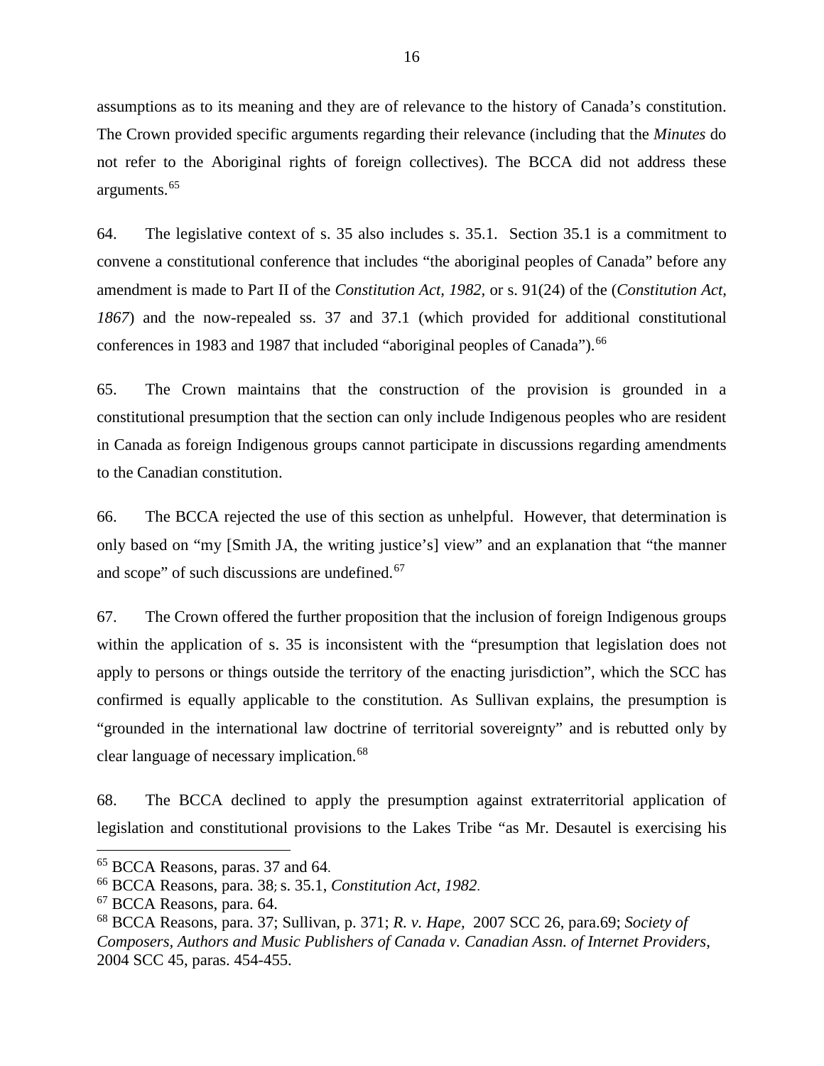assumptions as to its meaning and they are of relevance to the history of Canada's constitution. The Crown provided specific arguments regarding their relevance (including that the *Minutes* do not refer to the Aboriginal rights of foreign collectives). The BCCA did not address these arguments.[65]

64. The legislative context of s. 35 also includes s. 35.1. Section 35.1 is a commitment to convene a constitutional conference that includes "the aboriginal peoples of Canada" before any amendment is made to Part II of the *Constitution Act, 1982*, or s. 91(24) of the (*Constitution Act, 1867*) and the now-repealed ss. 37 and 37.1 (which provided for additional constitutional conferences in 1983 and 1987 that included "aboriginal peoples of Canada").[66]

65. The Crown maintains that the construction of the provision is grounded in a constitutional presumption that the section can only include Indigenous peoples who are resident in Canada as foreign Indigenous groups cannot participate in discussions regarding amendments to the Canadian constitution.

66. The BCCA rejected the use of this section as unhelpful. However, that determination is only based on "my [Smith JA, the writing justice's] view" and an explanation that "the manner and scope" of such discussions are undefined.[67]

67. The Crown offered the further proposition that the inclusion of foreign Indigenous groups within the application of s. 35 is inconsistent with the "presumption that legislation does not apply to persons or things outside the territory of the enacting jurisdiction", which the SCC has confirmed is equally applicable to the constitution. As Sullivan explains, the presumption is "grounded in the international law doctrine of territorial sovereignty" and is rebutted only by clear language of necessary implication.[68]

68. The BCCA declined to apply the presumption against extraterritorial application of legislation and constitutional provisions to the Lakes Tribe "as Mr. Desautel is exercising his

---

[65] BCCA Reasons, paras. 37 and 64.

[66] BCCA Reasons, para. 38; s. 35.1, *Constitution Act*, *1982*.

[67] BCCA Reasons, para. 64.

[68] BCCA Reasons, para. 37; Sullivan, p. 371; *R. v. Hape*, 2007 SCC 26, para.69; *Society of Composers, Authors and Music Publishers of Canada v. Canadian Assn. of Internet Providers*, 2004 SCC 45, paras. 454-455.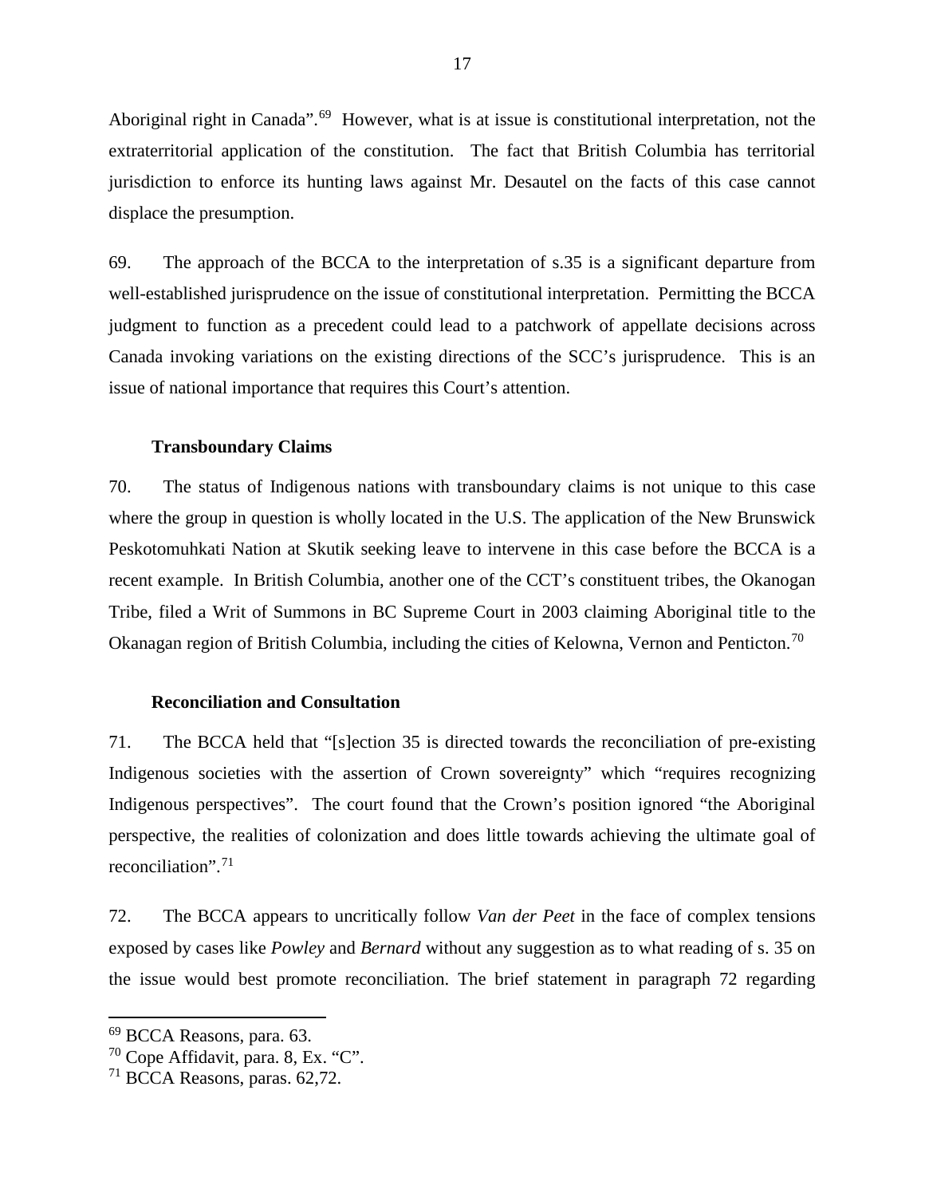Aboriginal right in Canada".[69] However, what is at issue is constitutional interpretation, not the extraterritorial application of the constitution. The fact that British Columbia has territorial jurisdiction to enforce its hunting laws against Mr. Desautel on the facts of this case cannot displace the presumption.

69. The approach of the BCCA to the interpretation of s.35 is a significant departure from well-established jurisprudence on the issue of constitutional interpretation. Permitting the BCCA judgment to function as a precedent could lead to a patchwork of appellate decisions across Canada invoking variations on the existing directions of the SCC's jurisprudence. This is an issue of national importance that requires this Court's attention.

**Transboundary Claims**

70. The status of Indigenous nations with transboundary claims is not unique to this case where the group in question is wholly located in the U.S. The application of the New Brunswick Peskotomuhkati Nation at Skutik seeking leave to intervene in this case before the BCCA is a recent example. In British Columbia, another one of the CCT's constituent tribes, the Okanogan Tribe, filed a Writ of Summons in BC Supreme Court in 2003 claiming Aboriginal title to the Okanagan region of British Columbia, including the cities of Kelowna, Vernon and Penticton.[70]

**Reconciliation and Consultation**

71. The BCCA held that "[s]ection 35 is directed towards the reconciliation of pre-existing Indigenous societies with the assertion of Crown sovereignty" which "requires recognizing Indigenous perspectives". The court found that the Crown's position ignored "the Aboriginal perspective, the realities of colonization and does little towards achieving the ultimate goal of reconciliation".[71]

72. The BCCA appears to uncritically follow *Van der Peet* in the face of complex tensions exposed by cases like *Powley* and *Bernard* without any suggestion as to what reading of s. 35 on the issue would best promote reconciliation. The brief statement in paragraph 72 regarding

---

[69] BCCA Reasons, para. 63.

[70] Cope Affidavit, para. 8, Ex. "C".

[71] BCCA Reasons, paras. 62,72.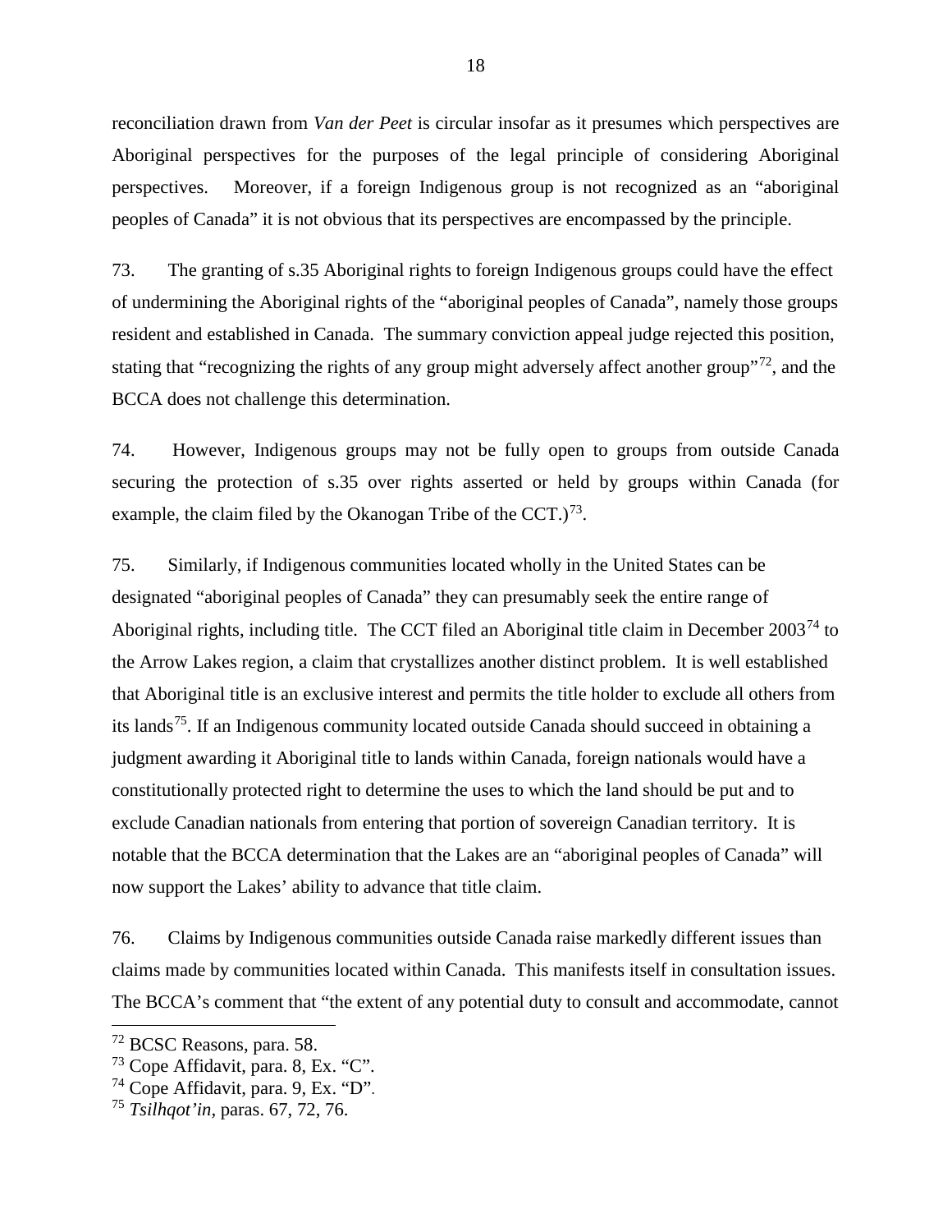reconciliation drawn from *Van der Peet* is circular insofar as it presumes which perspectives are Aboriginal perspectives for the purposes of the legal principle of considering Aboriginal perspectives. Moreover, if a foreign Indigenous group is not recognized as an "aboriginal peoples of Canada" it is not obvious that its perspectives are encompassed by the principle.

73. The granting of s.35 Aboriginal rights to foreign Indigenous groups could have the effect of undermining the Aboriginal rights of the "aboriginal peoples of Canada", namely those groups resident and established in Canada. The summary conviction appeal judge rejected this position, stating that "recognizing the rights of any group might adversely affect another group"[72], and the BCCA does not challenge this determination.

74. However, Indigenous groups may not be fully open to groups from outside Canada securing the protection of s.35 over rights asserted or held by groups within Canada (for example, the claim filed by the Okanogan Tribe of the CCT.)[73].

75. Similarly, if Indigenous communities located wholly in the United States can be designated "aboriginal peoples of Canada" they can presumably seek the entire range of Aboriginal rights, including title. The CCT filed an Aboriginal title claim in December 2003[74] to the Arrow Lakes region, a claim that crystallizes another distinct problem. It is well established that Aboriginal title is an exclusive interest and permits the title holder to exclude all others from its lands[75]. If an Indigenous community located outside Canada should succeed in obtaining a judgment awarding it Aboriginal title to lands within Canada, foreign nationals would have a constitutionally protected right to determine the uses to which the land should be put and to exclude Canadian nationals from entering that portion of sovereign Canadian territory. It is notable that the BCCA determination that the Lakes are an "aboriginal peoples of Canada" will now support the Lakes' ability to advance that title claim.

76. Claims by Indigenous communities outside Canada raise markedly different issues than claims made by communities located within Canada. This manifests itself in consultation issues. The BCCA's comment that "the extent of any potential duty to consult and accommodate, cannot

[72] BCSC Reasons, para. 58.

[73] Cope Affidavit, para. 8, Ex. "C".

[74] Cope Affidavit, para. 9, Ex. "D".

[75] *Tsilhqot'in,* paras. 67, 72, 76.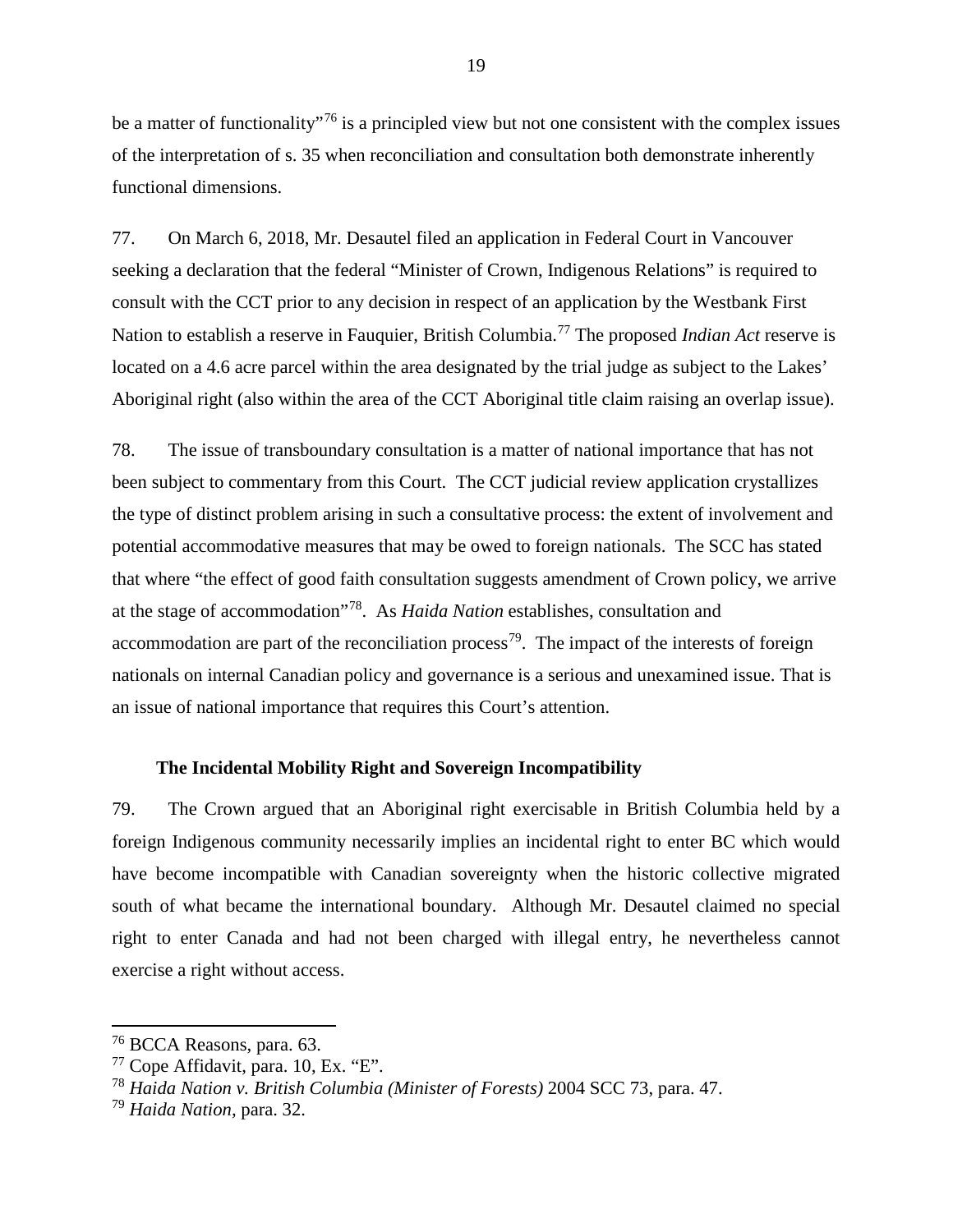be a matter of functionality"[76] is a principled view but not one consistent with the complex issues of the interpretation of s. 35 when reconciliation and consultation both demonstrate inherently functional dimensions.

77. On March 6, 2018, Mr. Desautel filed an application in Federal Court in Vancouver seeking a declaration that the federal "Minister of Crown, Indigenous Relations" is required to consult with the CCT prior to any decision in respect of an application by the Westbank First Nation to establish a reserve in Fauquier, British Columbia.[77] The proposed *Indian Act* reserve is located on a 4.6 acre parcel within the area designated by the trial judge as subject to the Lakes' Aboriginal right (also within the area of the CCT Aboriginal title claim raising an overlap issue).

78. The issue of transboundary consultation is a matter of national importance that has not been subject to commentary from this Court. The CCT judicial review application crystallizes the type of distinct problem arising in such a consultative process: the extent of involvement and potential accommodative measures that may be owed to foreign nationals. The SCC has stated that where "the effect of good faith consultation suggests amendment of Crown policy, we arrive at the stage of accommodation"[78]. As *Haida Nation* establishes, consultation and accommodation are part of the reconciliation process[79]. The impact of the interests of foreign nationals on internal Canadian policy and governance is a serious and unexamined issue. That is an issue of national importance that requires this Court's attention.

**The Incidental Mobility Right and Sovereign Incompatibility**

79. The Crown argued that an Aboriginal right exercisable in British Columbia held by a foreign Indigenous community necessarily implies an incidental right to enter BC which would have become incompatible with Canadian sovereignty when the historic collective migrated south of what became the international boundary. Although Mr. Desautel claimed no special right to enter Canada and had not been charged with illegal entry, he nevertheless cannot exercise a right without access.

---

[76] BCCA Reasons, para. 63.

[77] Cope Affidavit, para. 10, Ex. "E".

[78] *Haida Nation v. British Columbia (Minister of Forests)* 2004 SCC 73, para. 47.

[79] *Haida Nation*, para. 32.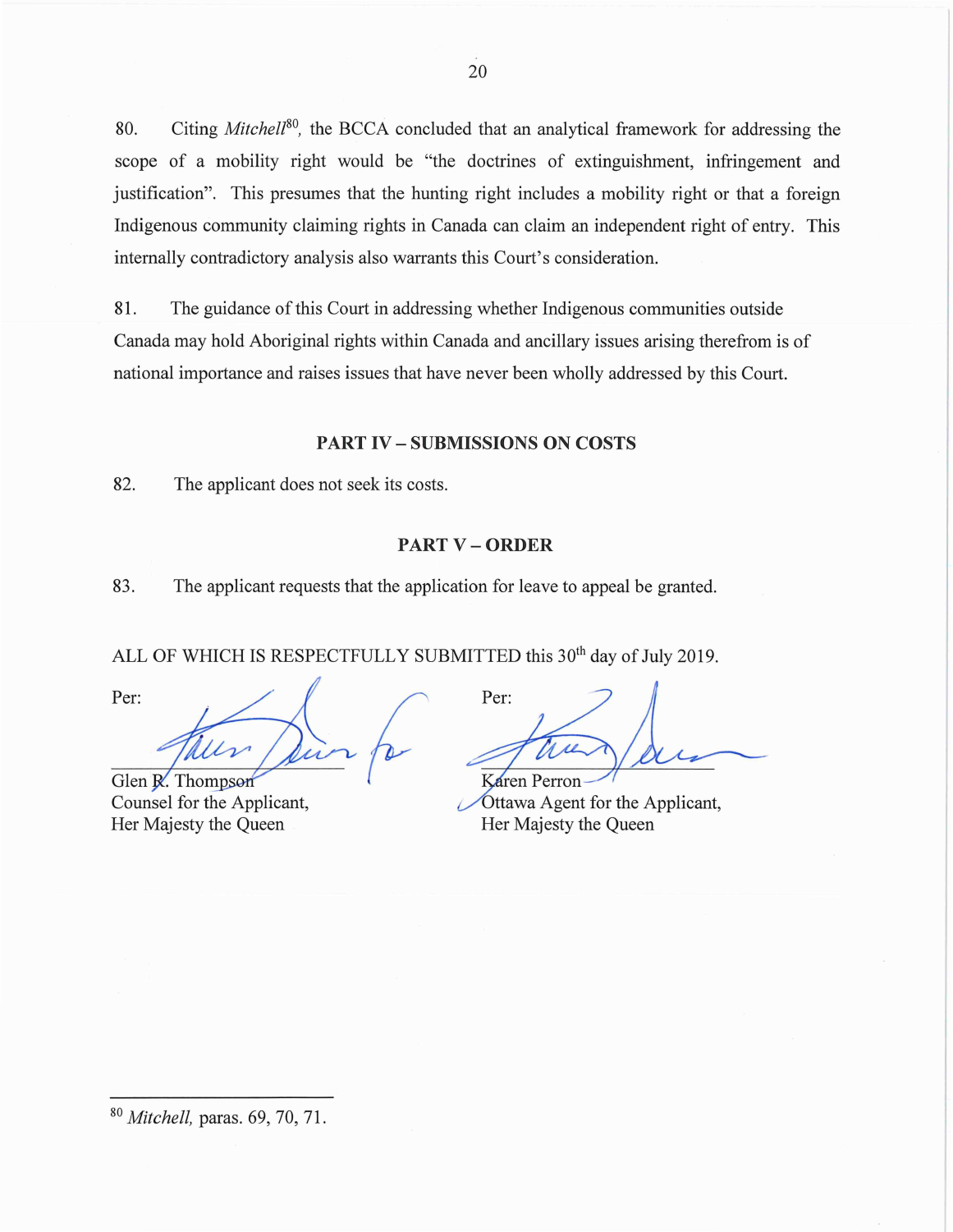80. Citing *Mitchell*[80], the BCCA concluded that an analytical framework for addressing the scope of a mobility right would be "the doctrines of extinguishment, infringement and justification". This presumes that the hunting right includes a mobility right or that a foreign Indigenous community claiming rights in Canada can claim an independent right of entry. This internally contradictory analysis also warrants this Court's consideration.

81. The guidance of this Court in addressing whether Indigenous communities outside Canada may hold Aboriginal rights within Canada and ancillary issues arising therefrom is of national importance and raises issues that have never been wholly addressed by this Court.

## PART IV – SUBMISSIONS ON COSTS

82. The applicant does not seek its costs.

## PART V – ORDER

83. The applicant requests that the application for leave to appeal be granted.

ALL OF WHICH IS RESPECTFULLY SUBMITTED this 30th day of July 2019.

Per:

Glen R. Thompson
Counsel for the Applicant,
Her Majesty the Queen

Per:

Karen Perron
Ottawa Agent for the Applicant,
Her Majesty the Queen

---

[80] *Mitchell,* paras. 69, 70, 71.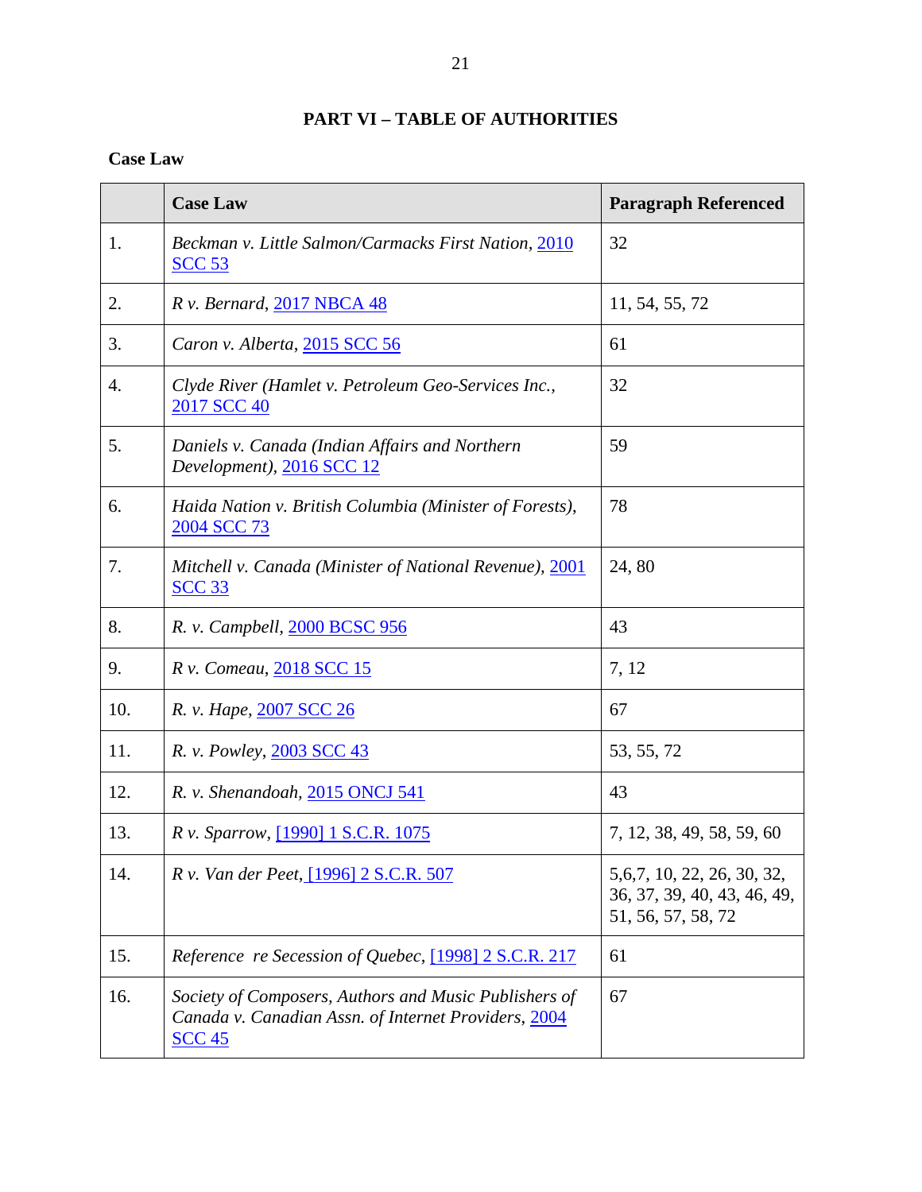# PART VI – TABLE OF AUTHORITIES

**Case Law**

| | **Case Law** | **Paragraph Referenced** |
|---|---|---|
| 1. | *Beckman v. Little Salmon/Carmacks First Nation*, 2010 SCC 53 | 32 |
| 2. | *R v. Bernard*, 2017 NBCA 48 | 11, 54, 55, 72 |
| 3. | *Caron v. Alberta*, 2015 SCC 56 | 61 |
| 4. | *Clyde River (Hamlet v. Petroleum Geo-Services Inc.*, 2017 SCC 40 | 32 |
| 5. | *Daniels v. Canada (Indian Affairs and Northern Development)*, 2016 SCC 12 | 59 |
| 6. | *Haida Nation v. British Columbia (Minister of Forests)*, 2004 SCC 73 | 78 |
| 7. | *Mitchell v. Canada (Minister of National Revenue)*, 2001 SCC 33 | 24, 80 |
| 8. | *R. v. Campbell*, 2000 BCSC 956 | 43 |
| 9. | *R v. Comeau*, 2018 SCC 15 | 7, 12 |
| 10. | *R. v. Hape*, 2007 SCC 26 | 67 |
| 11. | *R. v. Powley*, 2003 SCC 43 | 53, 55, 72 |
| 12. | *R. v. Shenandoah*, 2015 ONCJ 541 | 43 |
| 13. | *R v. Sparrow*, [1990] 1 S.C.R. 1075 | 7, 12, 38, 49, 58, 59, 60 |
| 14. | *R v. Van der Peet*, [1996] 2 S.C.R. 507 | 5,6,7, 10, 22, 26, 30, 32, 36, 37, 39, 40, 43, 46, 49, 51, 56, 57, 58, 72 |
| 15. | *Reference re Secession of Quebec*, [1998] 2 S.C.R. 217 | 61 |
| 16. | *Society of Composers, Authors and Music Publishers of Canada v. Canadian Assn. of Internet Providers*, 2004 SCC 45 | 67 |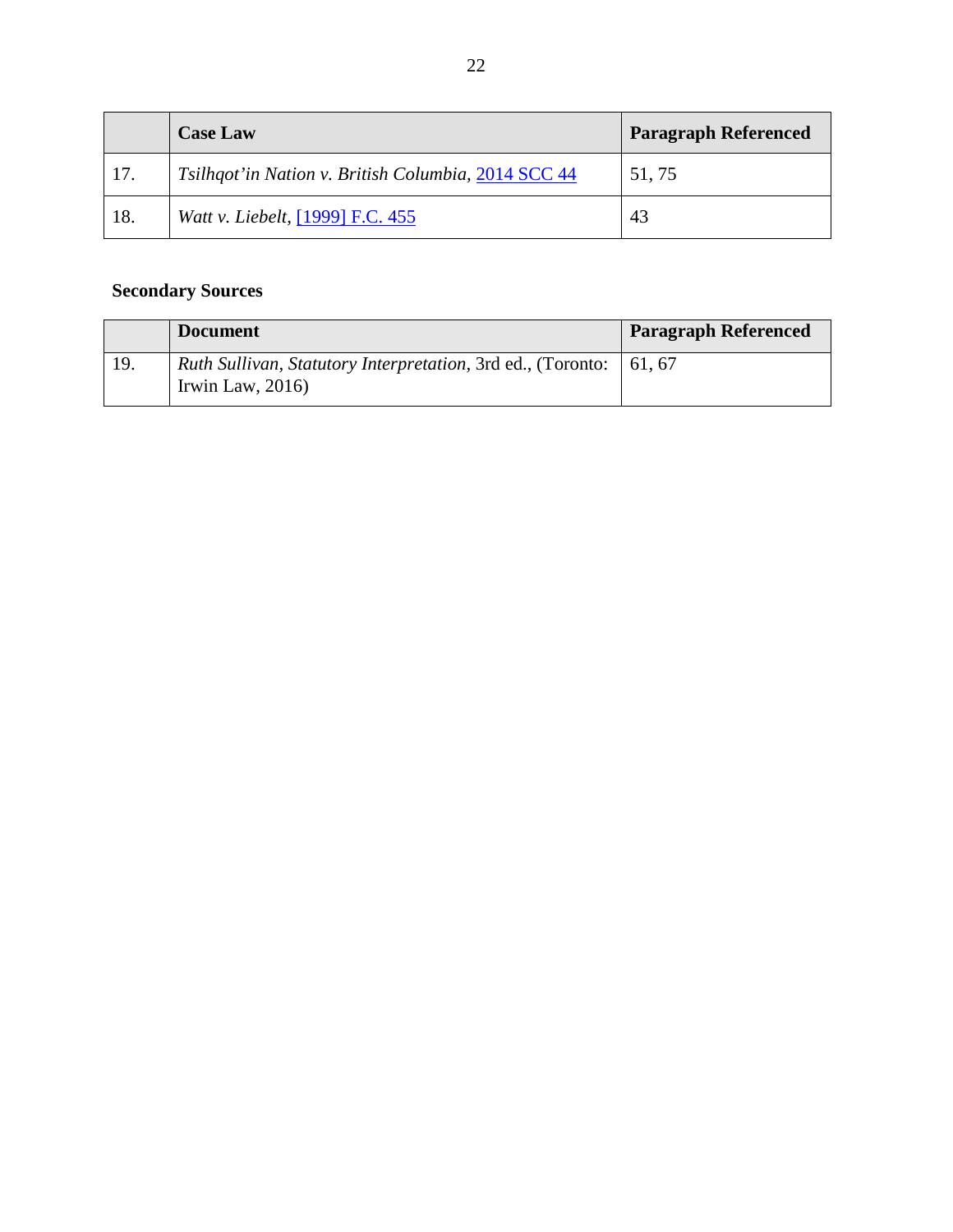|  | Case Law | Paragraph Referenced |
| --- | --- | --- |
| 17. | *Tsilhqot'in Nation v. British Columbia*, [2014 SCC 44] | 51, 75 |
| 18. | *Watt v. Liebelt*, [[1999] F.C. 455] | 43 |

**Secondary Sources**

|  | Document | Paragraph Referenced |
| --- | --- | --- |
| 19. | *Ruth Sullivan*, *Statutory Interpretation*, 3rd ed., (Toronto: Irwin Law, 2016) | 61, 67 |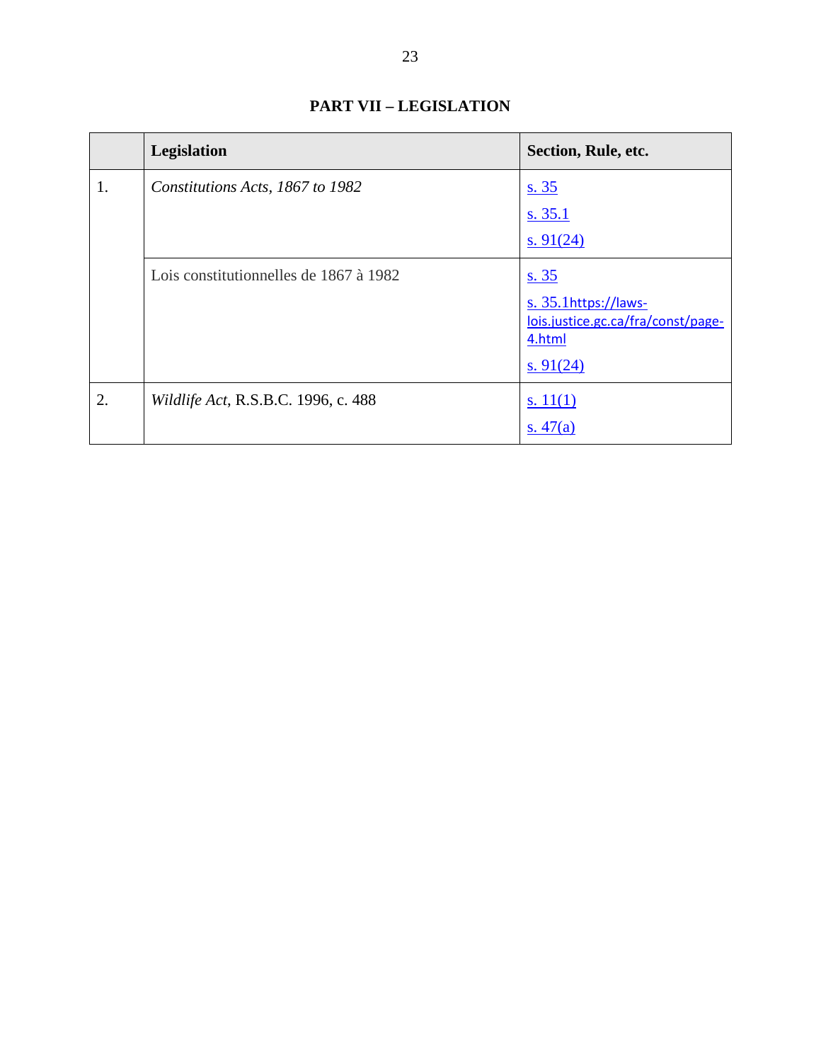## PART VII – LEGISLATION

| | Legislation | Section, Rule, etc. |
|---|---|---|
| 1. | *Constitutions Acts, 1867 to 1982* | s. 35<br>s. 35.1<br>s. 91(24) |
| | Lois constitutionnelles de 1867 à 1982 | s. 35<br>s. 35.1https://laws-lois.justice.gc.ca/fra/const/page-4.html<br>s. 91(24) |
| 2. | *Wildlife Act*, R.S.B.C. 1996, c. 488 | s. 11(1)<br>s. 47(a) |